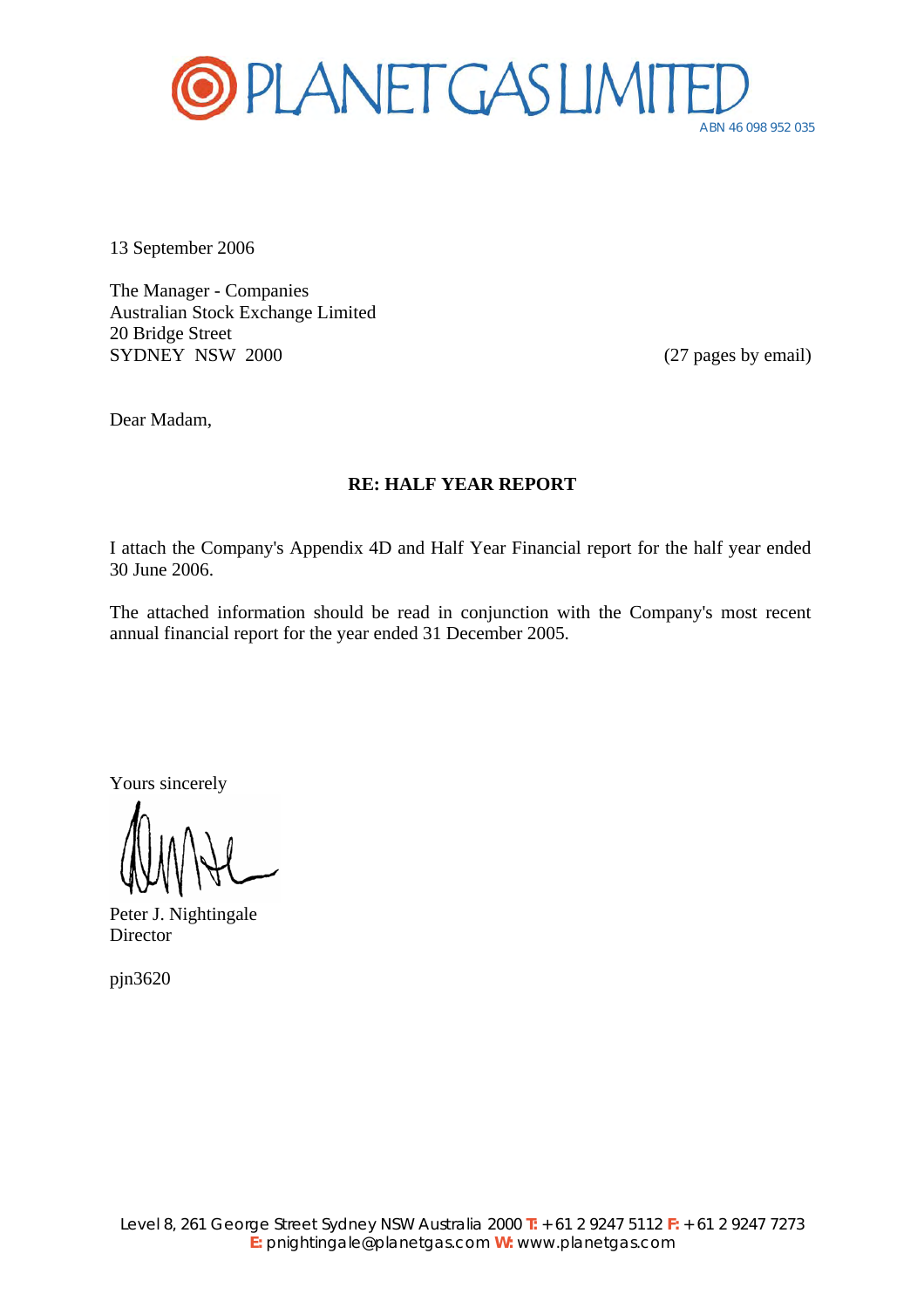# PLANET GAS LIMITED

ABN 46 098 952 035

13 September 2006

The Manager - Companies
Australian Stock Exchange Limited
20 Bridge Street
SYDNEY NSW 2000

(27 pages by email)

Dear Madam,

**RE: HALF YEAR REPORT**

I attach the Company's Appendix 4D and Half Year Financial report for the half year ended 30 June 2006.

The attached information should be read in conjunction with the Company's most recent annual financial report for the year ended 31 December 2005.

Yours sincerely

Peter J. Nightingale
Director

pjn3620

Level 8, 261 George Street Sydney NSW Australia 2000 **T:** +61 2 9247 5112 **F:** +61 2 9247 7273
**E:** pnightingale@planetgas.com **W:** www.planetgas.com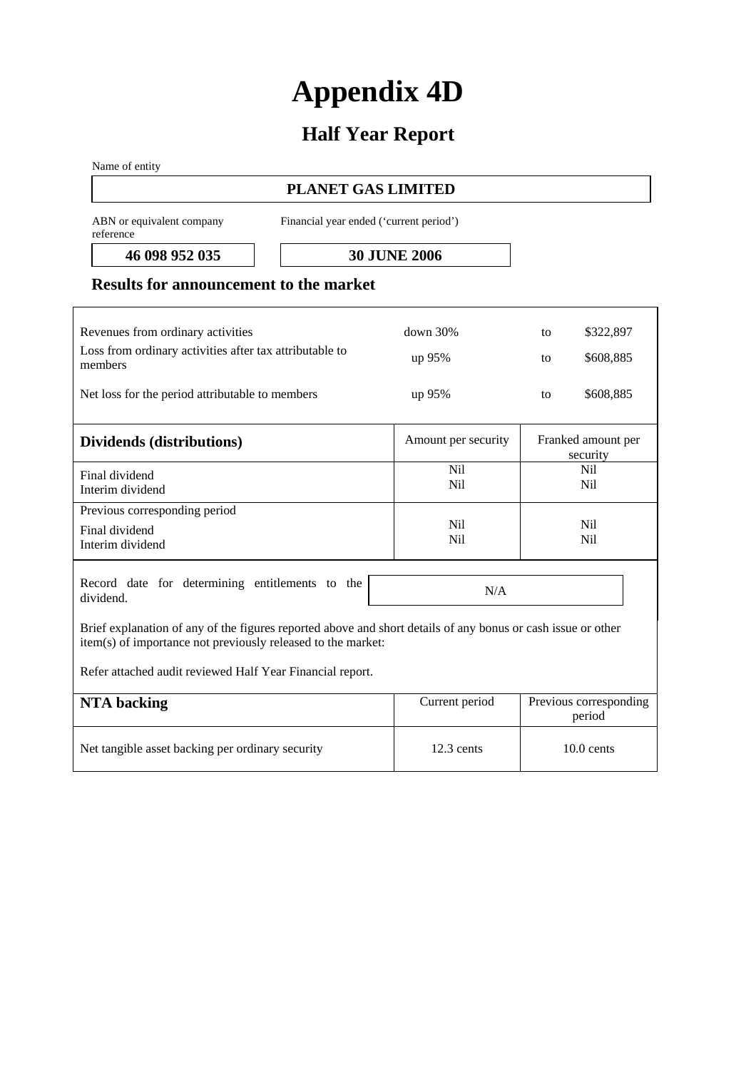# Appendix 4D

## Half Year Report

Name of entity

**PLANET GAS LIMITED**

| ABN or equivalent company reference | Financial year ended ('current period') |
|---|---|
| **46 098 952 035** | **30 JUNE 2006** |

### Results for announcement to the market

| | | | |
|---|---|---|---|
| Revenues from ordinary activities | down 30% | to | $322,897 |
| Loss from ordinary activities after tax attributable to members | up 95% | to | $608,885 |
| Net loss for the period attributable to members | up 95% | to | $608,885 |

| **Dividends (distributions)** | Amount per security | Franked amount per security |
|---|---|---|
| Final dividend<br>Interim dividend | Nil<br>Nil | Nil<br>Nil |
| Previous corresponding period<br>Final dividend<br>Interim dividend | Nil<br>Nil | Nil<br>Nil |

| | |
|---|---|
| Record date for determining entitlements to the dividend. | N/A |

Brief explanation of any of the figures reported above and short details of any bonus or cash issue or other item(s) of importance not previously released to the market:

Refer attached audit reviewed Half Year Financial report.

| **NTA backing** | Current period | Previous corresponding period |
|---|---|---|
| Net tangible asset backing per ordinary security | 12.3 cents | 10.0 cents |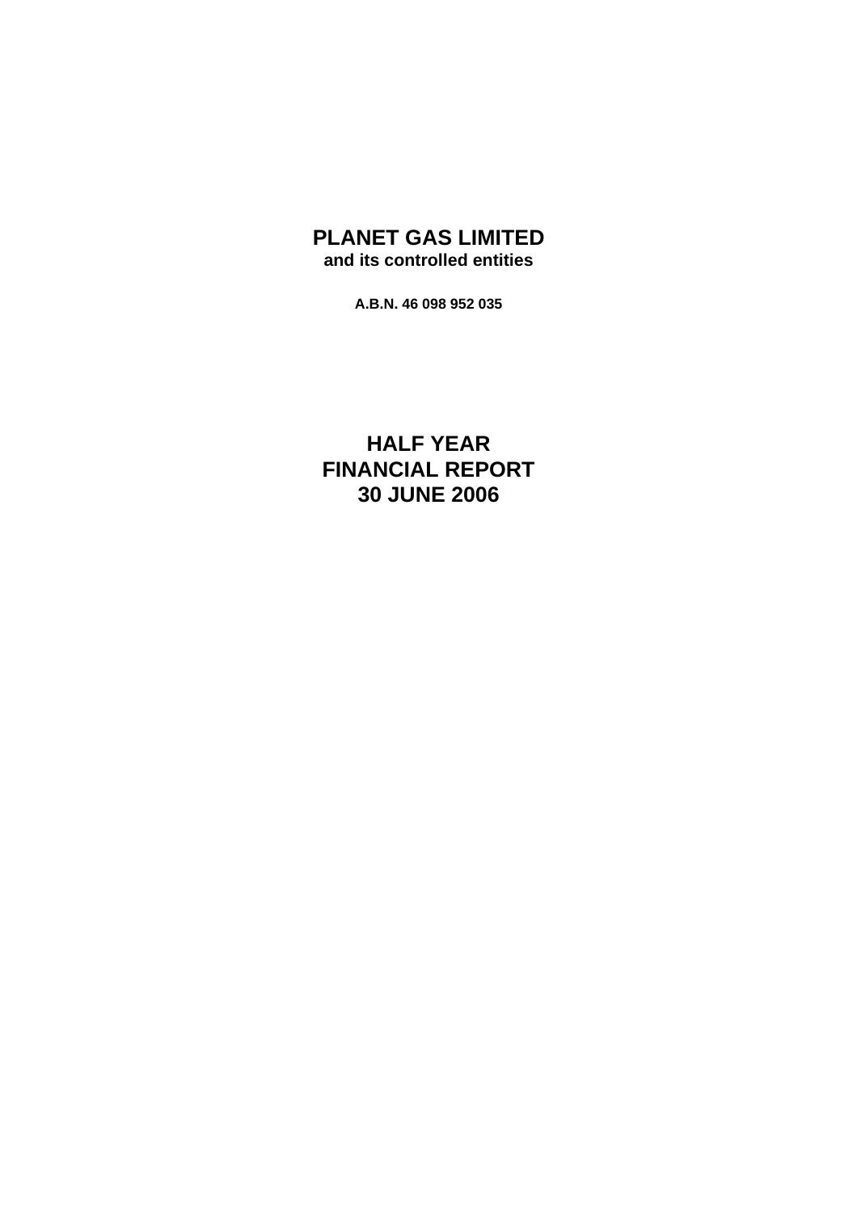# PLANET GAS LIMITED

**and its controlled entities**

**A.B.N. 46 098 952 035**

# HALF YEAR
# FINANCIAL REPORT
# 30 JUNE 2006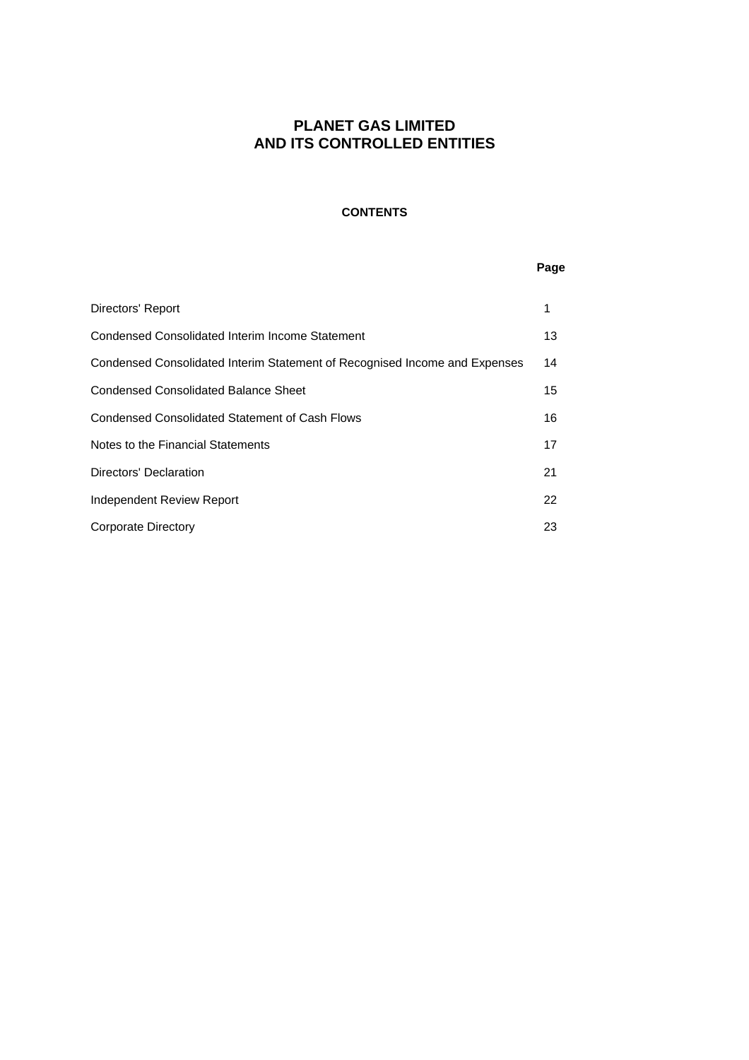# PLANET GAS LIMITED
# AND ITS CONTROLLED ENTITIES

## CONTENTS

| | Page |
|---|---|
| Directors' Report | 1 |
| Condensed Consolidated Interim Income Statement | 13 |
| Condensed Consolidated Interim Statement of Recognised Income and Expenses | 14 |
| Condensed Consolidated Balance Sheet | 15 |
| Condensed Consolidated Statement of Cash Flows | 16 |
| Notes to the Financial Statements | 17 |
| Directors' Declaration | 21 |
| Independent Review Report | 22 |
| Corporate Directory | 23 |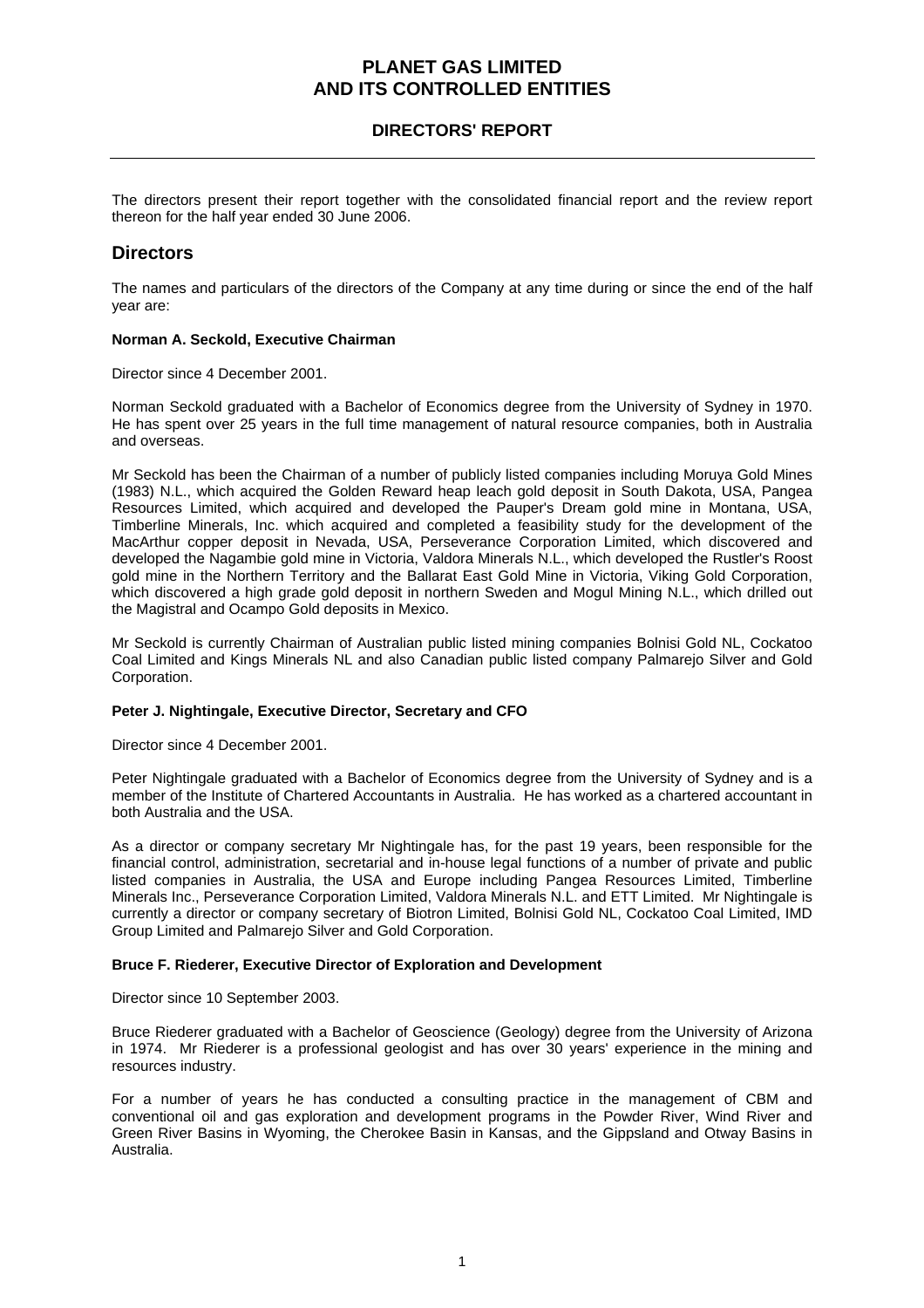# PLANET GAS LIMITED
# AND ITS CONTROLLED ENTITIES

## DIRECTORS' REPORT

The directors present their report together with the consolidated financial report and the review report thereon for the half year ended 30 June 2006.

## Directors

The names and particulars of the directors of the Company at any time during or since the end of the half year are:

**Norman A. Seckold, Executive Chairman**

Director since 4 December 2001.

Norman Seckold graduated with a Bachelor of Economics degree from the University of Sydney in 1970. He has spent over 25 years in the full time management of natural resource companies, both in Australia and overseas.

Mr Seckold has been the Chairman of a number of publicly listed companies including Moruya Gold Mines (1983) N.L., which acquired the Golden Reward heap leach gold deposit in South Dakota, USA, Pangea Resources Limited, which acquired and developed the Pauper's Dream gold mine in Montana, USA, Timberline Minerals, Inc. which acquired and completed a feasibility study for the development of the MacArthur copper deposit in Nevada, USA, Perseverance Corporation Limited, which discovered and developed the Nagambie gold mine in Victoria, Valdora Minerals N.L., which developed the Rustler's Roost gold mine in the Northern Territory and the Ballarat East Gold Mine in Victoria, Viking Gold Corporation, which discovered a high grade gold deposit in northern Sweden and Mogul Mining N.L., which drilled out the Magistral and Ocampo Gold deposits in Mexico.

Mr Seckold is currently Chairman of Australian public listed mining companies Bolnisi Gold NL, Cockatoo Coal Limited and Kings Minerals NL and also Canadian public listed company Palmarejo Silver and Gold Corporation.

**Peter J. Nightingale, Executive Director, Secretary and CFO**

Director since 4 December 2001.

Peter Nightingale graduated with a Bachelor of Economics degree from the University of Sydney and is a member of the Institute of Chartered Accountants in Australia. He has worked as a chartered accountant in both Australia and the USA.

As a director or company secretary Mr Nightingale has, for the past 19 years, been responsible for the financial control, administration, secretarial and in-house legal functions of a number of private and public listed companies in Australia, the USA and Europe including Pangea Resources Limited, Timberline Minerals Inc., Perseverance Corporation Limited, Valdora Minerals N.L. and ETT Limited. Mr Nightingale is currently a director or company secretary of Biotron Limited, Bolnisi Gold NL, Cockatoo Coal Limited, IMD Group Limited and Palmarejo Silver and Gold Corporation.

**Bruce F. Riederer, Executive Director of Exploration and Development**

Director since 10 September 2003.

Bruce Riederer graduated with a Bachelor of Geoscience (Geology) degree from the University of Arizona in 1974. Mr Riederer is a professional geologist and has over 30 years' experience in the mining and resources industry.

For a number of years he has conducted a consulting practice in the management of CBM and conventional oil and gas exploration and development programs in the Powder River, Wind River and Green River Basins in Wyoming, the Cherokee Basin in Kansas, and the Gippsland and Otway Basins in Australia.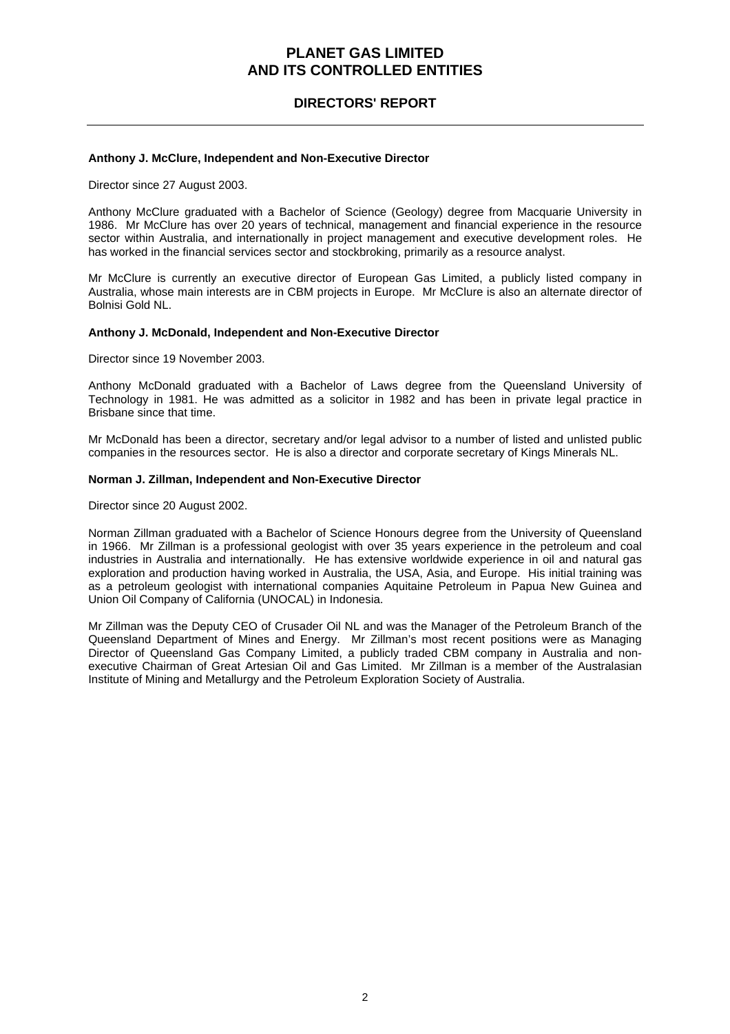**Anthony J. McClure, Independent and Non-Executive Director**

Director since 27 August 2003.

Anthony McClure graduated with a Bachelor of Science (Geology) degree from Macquarie University in 1986. Mr McClure has over 20 years of technical, management and financial experience in the resource sector within Australia, and internationally in project management and executive development roles. He has worked in the financial services sector and stockbroking, primarily as a resource analyst.

Mr McClure is currently an executive director of European Gas Limited, a publicly listed company in Australia, whose main interests are in CBM projects in Europe. Mr McClure is also an alternate director of Bolnisi Gold NL.

**Anthony J. McDonald, Independent and Non-Executive Director**

Director since 19 November 2003.

Anthony McDonald graduated with a Bachelor of Laws degree from the Queensland University of Technology in 1981. He was admitted as a solicitor in 1982 and has been in private legal practice in Brisbane since that time.

Mr McDonald has been a director, secretary and/or legal advisor to a number of listed and unlisted public companies in the resources sector. He is also a director and corporate secretary of Kings Minerals NL.

**Norman J. Zillman, Independent and Non-Executive Director**

Director since 20 August 2002.

Norman Zillman graduated with a Bachelor of Science Honours degree from the University of Queensland in 1966. Mr Zillman is a professional geologist with over 35 years experience in the petroleum and coal industries in Australia and internationally. He has extensive worldwide experience in oil and natural gas exploration and production having worked in Australia, the USA, Asia, and Europe. His initial training was as a petroleum geologist with international companies Aquitaine Petroleum in Papua New Guinea and Union Oil Company of California (UNOCAL) in Indonesia.

Mr Zillman was the Deputy CEO of Crusader Oil NL and was the Manager of the Petroleum Branch of the Queensland Department of Mines and Energy. Mr Zillman's most recent positions were as Managing Director of Queensland Gas Company Limited, a publicly traded CBM company in Australia and non-executive Chairman of Great Artesian Oil and Gas Limited. Mr Zillman is a member of the Australasian Institute of Mining and Metallurgy and the Petroleum Exploration Society of Australia.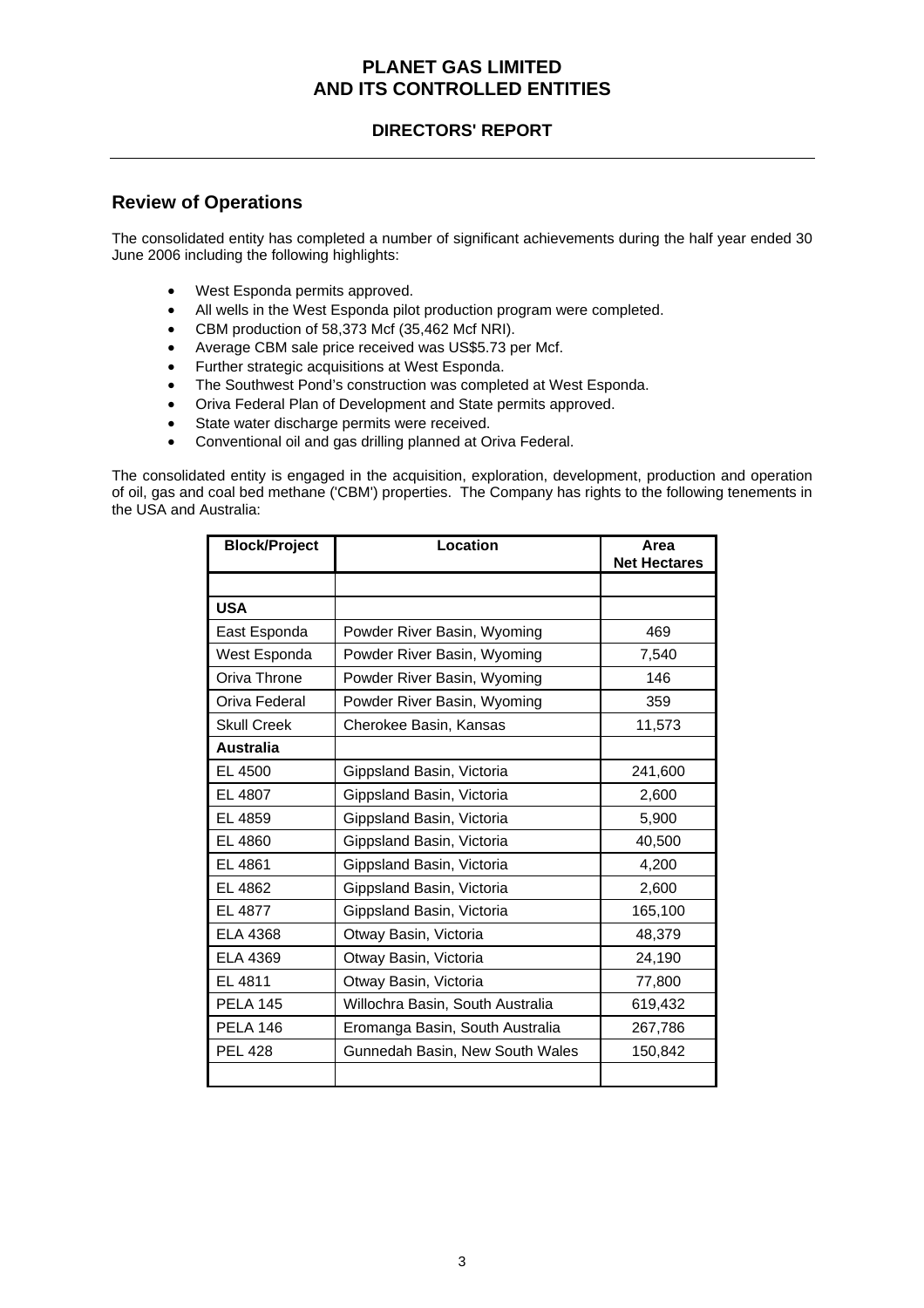# PLANET GAS LIMITED
# AND ITS CONTROLLED ENTITIES

## DIRECTORS' REPORT

## Review of Operations

The consolidated entity has completed a number of significant achievements during the half year ended 30 June 2006 including the following highlights:

- West Esponda permits approved.
- All wells in the West Esponda pilot production program were completed.
- CBM production of 58,373 Mcf (35,462 Mcf NRI).
- Average CBM sale price received was US$5.73 per Mcf.
- Further strategic acquisitions at West Esponda.
- The Southwest Pond's construction was completed at West Esponda.
- Oriva Federal Plan of Development and State permits approved.
- State water discharge permits were received.
- Conventional oil and gas drilling planned at Oriva Federal.

The consolidated entity is engaged in the acquisition, exploration, development, production and operation of oil, gas and coal bed methane ('CBM') properties. The Company has rights to the following tenements in the USA and Australia:

| Block/Project | Location | Area Net Hectares |
|---|---|---|
| | | |
| **USA** | | |
| East Esponda | Powder River Basin, Wyoming | 469 |
| West Esponda | Powder River Basin, Wyoming | 7,540 |
| Oriva Throne | Powder River Basin, Wyoming | 146 |
| Oriva Federal | Powder River Basin, Wyoming | 359 |
| Skull Creek | Cherokee Basin, Kansas | 11,573 |
| **Australia** | | |
| EL 4500 | Gippsland Basin, Victoria | 241,600 |
| EL 4807 | Gippsland Basin, Victoria | 2,600 |
| EL 4859 | Gippsland Basin, Victoria | 5,900 |
| EL 4860 | Gippsland Basin, Victoria | 40,500 |
| EL 4861 | Gippsland Basin, Victoria | 4,200 |
| EL 4862 | Gippsland Basin, Victoria | 2,600 |
| EL 4877 | Gippsland Basin, Victoria | 165,100 |
| ELA 4368 | Otway Basin, Victoria | 48,379 |
| ELA 4369 | Otway Basin, Victoria | 24,190 |
| EL 4811 | Otway Basin, Victoria | 77,800 |
| PELA 145 | Willochra Basin, South Australia | 619,432 |
| PELA 146 | Eromanga Basin, South Australia | 267,786 |
| PEL 428 | Gunnedah Basin, New South Wales | 150,842 |
| | | |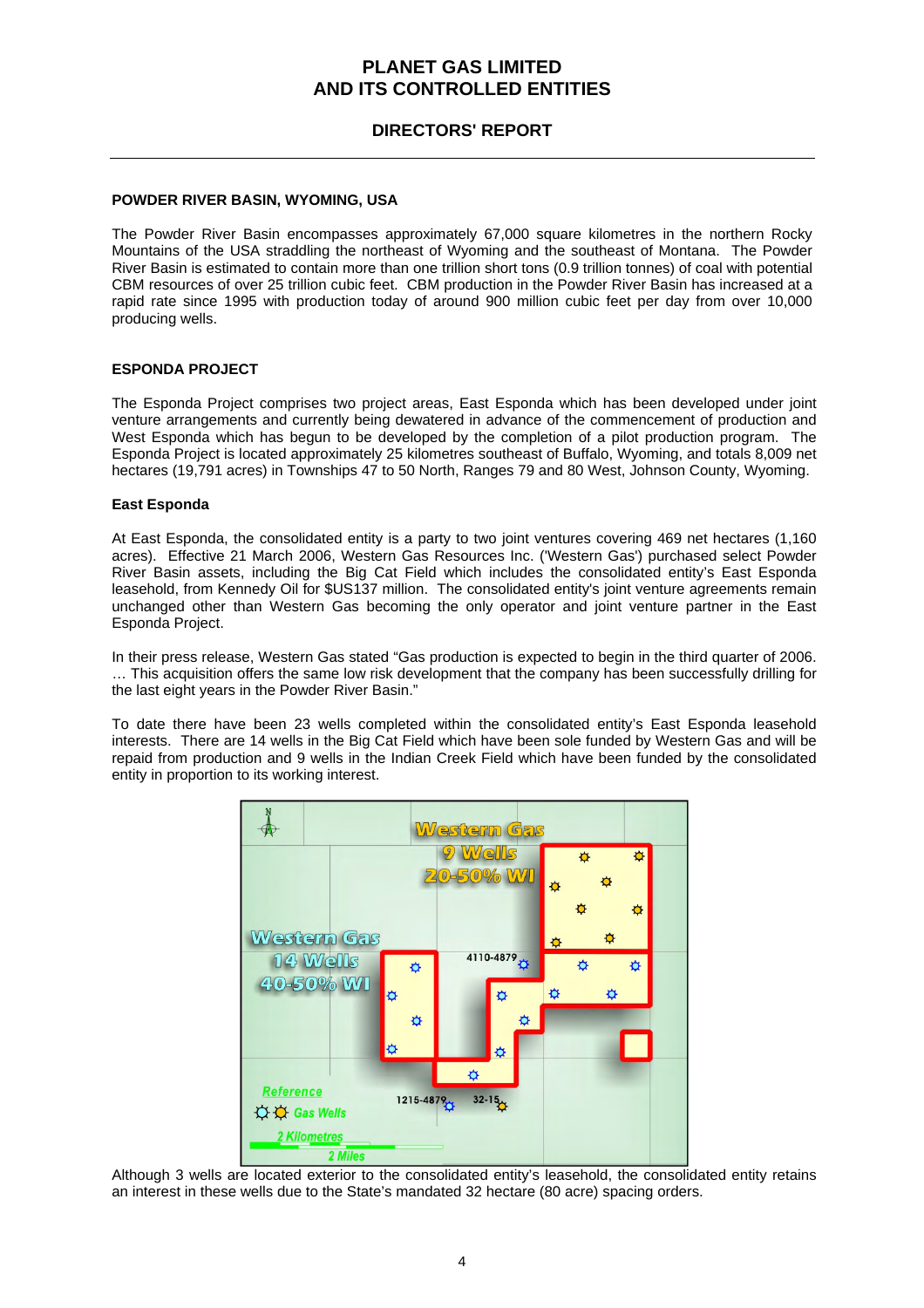## POWDER RIVER BASIN, WYOMING, USA

The Powder River Basin encompasses approximately 67,000 square kilometres in the northern Rocky Mountains of the USA straddling the northeast of Wyoming and the southeast of Montana. The Powder River Basin is estimated to contain more than one trillion short tons (0.9 trillion tonnes) of coal with potential CBM resources of over 25 trillion cubic feet. CBM production in the Powder River Basin has increased at a rapid rate since 1995 with production today of around 900 million cubic feet per day from over 10,000 producing wells.

## ESPONDA PROJECT

The Esponda Project comprises two project areas, East Esponda which has been developed under joint venture arrangements and currently being dewatered in advance of the commencement of production and West Esponda which has begun to be developed by the completion of a pilot production program. The Esponda Project is located approximately 25 kilometres southeast of Buffalo, Wyoming, and totals 8,009 net hectares (19,791 acres) in Townships 47 to 50 North, Ranges 79 and 80 West, Johnson County, Wyoming.

### East Esponda

At East Esponda, the consolidated entity is a party to two joint ventures covering 469 net hectares (1,160 acres). Effective 21 March 2006, Western Gas Resources Inc. ('Western Gas') purchased select Powder River Basin assets, including the Big Cat Field which includes the consolidated entity's East Esponda leasehold, from Kennedy Oil for $US137 million. The consolidated entity's joint venture agreements remain unchanged other than Western Gas becoming the only operator and joint venture partner in the East Esponda Project.

In their press release, Western Gas stated "Gas production is expected to begin in the third quarter of 2006. … This acquisition offers the same low risk development that the company has been successfully drilling for the last eight years in the Powder River Basin."

To date there have been 23 wells completed within the consolidated entity's East Esponda leasehold interests. There are 14 wells in the Big Cat Field which have been sole funded by Western Gas and will be repaid from production and 9 wells in the Indian Creek Field which have been funded by the consolidated entity in proportion to its working interest.

Western Gas 9 Wells 20-50% WI

Western Gas 14 Wells 40-50% WI

4110-4879 · 1215-4879 · 32-15

Reference: Gas Wells

2 Kilometres · 2 Miles

Although 3 wells are located exterior to the consolidated entity's leasehold, the consolidated entity retains an interest in these wells due to the State's mandated 32 hectare (80 acre) spacing orders.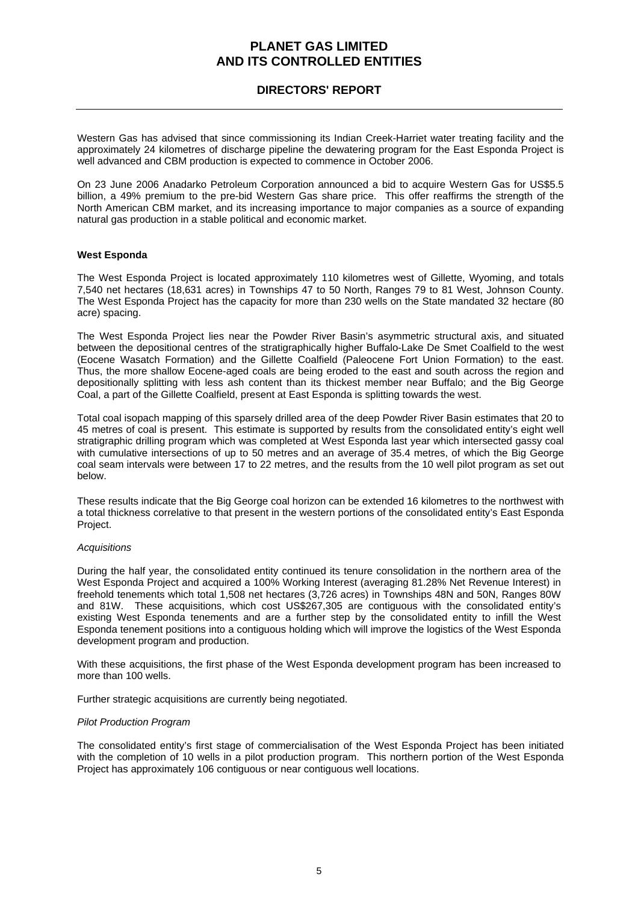Western Gas has advised that since commissioning its Indian Creek-Harriet water treating facility and the approximately 24 kilometres of discharge pipeline the dewatering program for the East Esponda Project is well advanced and CBM production is expected to commence in October 2006.

On 23 June 2006 Anadarko Petroleum Corporation announced a bid to acquire Western Gas for US$5.5 billion, a 49% premium to the pre-bid Western Gas share price. This offer reaffirms the strength of the North American CBM market, and its increasing importance to major companies as a source of expanding natural gas production in a stable political and economic market.

**West Esponda**

The West Esponda Project is located approximately 110 kilometres west of Gillette, Wyoming, and totals 7,540 net hectares (18,631 acres) in Townships 47 to 50 North, Ranges 79 to 81 West, Johnson County. The West Esponda Project has the capacity for more than 230 wells on the State mandated 32 hectare (80 acre) spacing.

The West Esponda Project lies near the Powder River Basin's asymmetric structural axis, and situated between the depositional centres of the stratigraphically higher Buffalo-Lake De Smet Coalfield to the west (Eocene Wasatch Formation) and the Gillette Coalfield (Paleocene Fort Union Formation) to the east. Thus, the more shallow Eocene-aged coals are being eroded to the east and south across the region and depositionally splitting with less ash content than its thickest member near Buffalo; and the Big George Coal, a part of the Gillette Coalfield, present at East Esponda is splitting towards the west.

Total coal isopach mapping of this sparsely drilled area of the deep Powder River Basin estimates that 20 to 45 metres of coal is present. This estimate is supported by results from the consolidated entity's eight well stratigraphic drilling program which was completed at West Esponda last year which intersected gassy coal with cumulative intersections of up to 50 metres and an average of 35.4 metres, of which the Big George coal seam intervals were between 17 to 22 metres, and the results from the 10 well pilot program as set out below.

These results indicate that the Big George coal horizon can be extended 16 kilometres to the northwest with a total thickness correlative to that present in the western portions of the consolidated entity's East Esponda Project.

*Acquisitions*

During the half year, the consolidated entity continued its tenure consolidation in the northern area of the West Esponda Project and acquired a 100% Working Interest (averaging 81.28% Net Revenue Interest) in freehold tenements which total 1,508 net hectares (3,726 acres) in Townships 48N and 50N, Ranges 80W and 81W. These acquisitions, which cost US$267,305 are contiguous with the consolidated entity's existing West Esponda tenements and are a further step by the consolidated entity to infill the West Esponda tenement positions into a contiguous holding which will improve the logistics of the West Esponda development program and production.

With these acquisitions, the first phase of the West Esponda development program has been increased to more than 100 wells.

Further strategic acquisitions are currently being negotiated.

*Pilot Production Program*

The consolidated entity's first stage of commercialisation of the West Esponda Project has been initiated with the completion of 10 wells in a pilot production program. This northern portion of the West Esponda Project has approximately 106 contiguous or near contiguous well locations.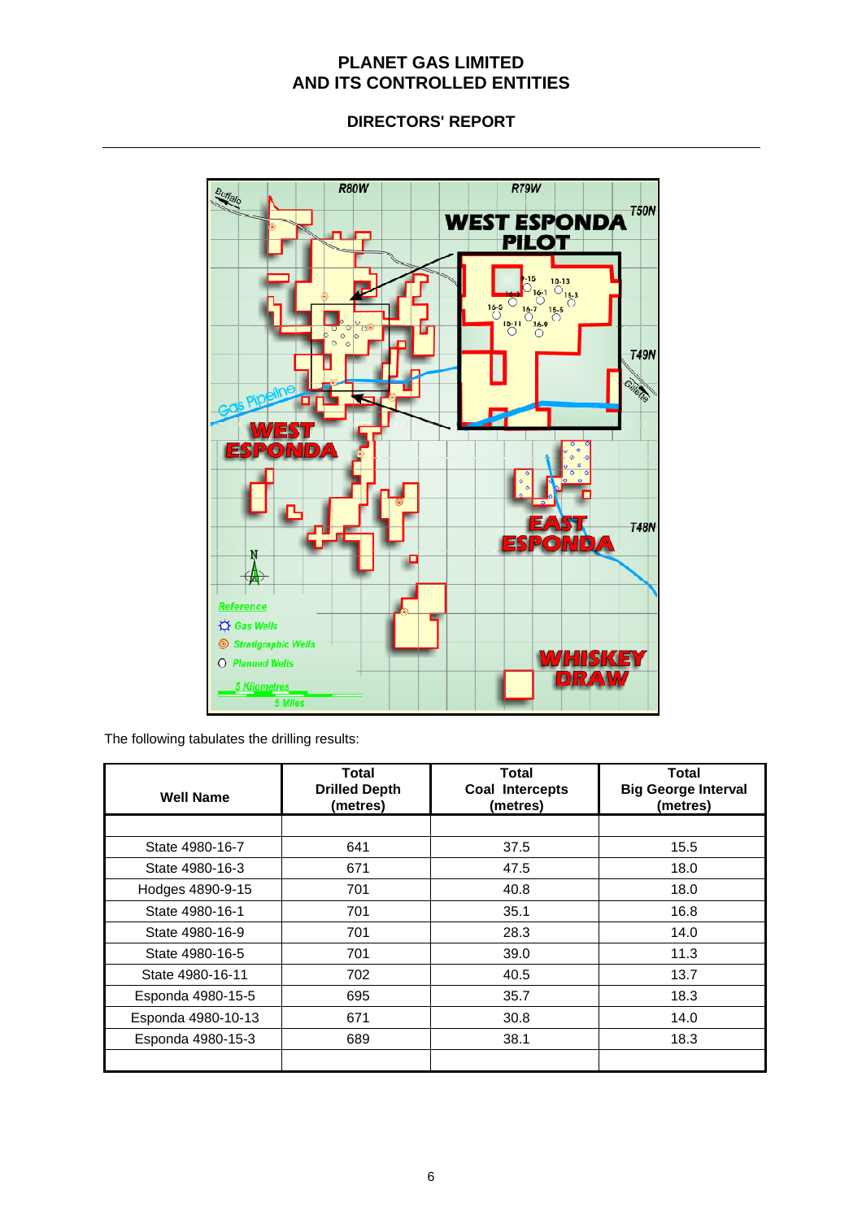# PLANET GAS LIMITED
# AND ITS CONTROLLED ENTITIES

## DIRECTORS' REPORT

The following tabulates the drilling results:

| Well Name | Total Drilled Depth (metres) | Total Coal Intercepts (metres) | Total Big George Interval (metres) |
|---|---|---|---|
| | | | |
| State 4980-16-7 | 641 | 37.5 | 15.5 |
| State 4980-16-3 | 671 | 47.5 | 18.0 |
| Hodges 4890-9-15 | 701 | 40.8 | 18.0 |
| State 4980-16-1 | 701 | 35.1 | 16.8 |
| State 4980-16-9 | 701 | 28.3 | 14.0 |
| State 4980-16-5 | 701 | 39.0 | 11.3 |
| State 4980-16-11 | 702 | 40.5 | 13.7 |
| Esponda 4980-15-5 | 695 | 35.7 | 18.3 |
| Esponda 4980-10-13 | 671 | 30.8 | 14.0 |
| Esponda 4980-15-3 | 689 | 38.1 | 18.3 |
| | | | |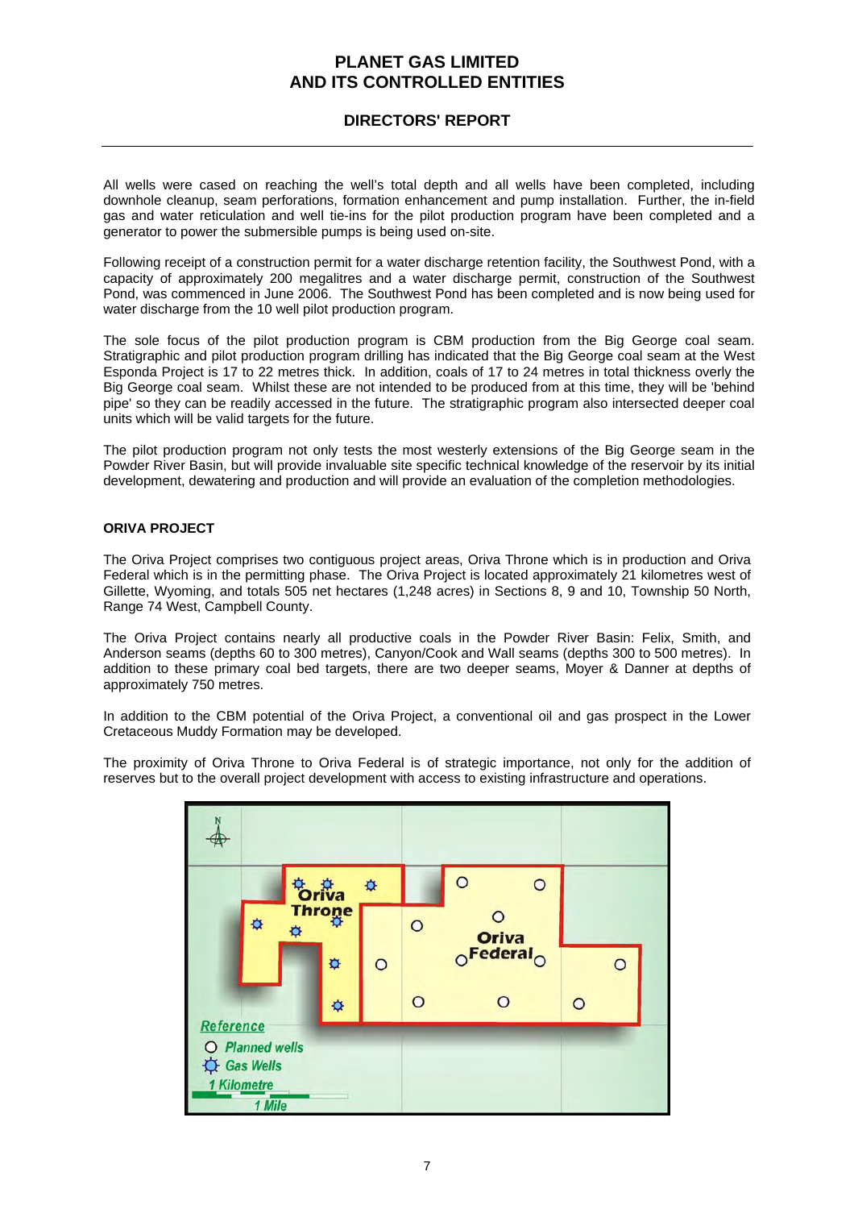All wells were cased on reaching the well's total depth and all wells have been completed, including downhole cleanup, seam perforations, formation enhancement and pump installation. Further, the in-field gas and water reticulation and well tie-ins for the pilot production program have been completed and a generator to power the submersible pumps is being used on-site.

Following receipt of a construction permit for a water discharge retention facility, the Southwest Pond, with a capacity of approximately 200 megalitres and a water discharge permit, construction of the Southwest Pond, was commenced in June 2006. The Southwest Pond has been completed and is now being used for water discharge from the 10 well pilot production program.

The sole focus of the pilot production program is CBM production from the Big George coal seam. Stratigraphic and pilot production program drilling has indicated that the Big George coal seam at the West Esponda Project is 17 to 22 metres thick. In addition, coals of 17 to 24 metres in total thickness overly the Big George coal seam. Whilst these are not intended to be produced from at this time, they will be 'behind pipe' so they can be readily accessed in the future. The stratigraphic program also intersected deeper coal units which will be valid targets for the future.

The pilot production program not only tests the most westerly extensions of the Big George seam in the Powder River Basin, but will provide invaluable site specific technical knowledge of the reservoir by its initial development, dewatering and production and will provide an evaluation of the completion methodologies.

## ORIVA PROJECT

The Oriva Project comprises two contiguous project areas, Oriva Throne which is in production and Oriva Federal which is in the permitting phase. The Oriva Project is located approximately 21 kilometres west of Gillette, Wyoming, and totals 505 net hectares (1,248 acres) in Sections 8, 9 and 10, Township 50 North, Range 74 West, Campbell County.

The Oriva Project contains nearly all productive coals in the Powder River Basin: Felix, Smith, and Anderson seams (depths 60 to 300 metres), Canyon/Cook and Wall seams (depths 300 to 500 metres). In addition to these primary coal bed targets, there are two deeper seams, Moyer & Danner at depths of approximately 750 metres.

In addition to the CBM potential of the Oriva Project, a conventional oil and gas prospect in the Lower Cretaceous Muddy Formation may be developed.

The proximity of Oriva Throne to Oriva Federal is of strategic importance, not only for the addition of reserves but to the overall project development with access to existing infrastructure and operations.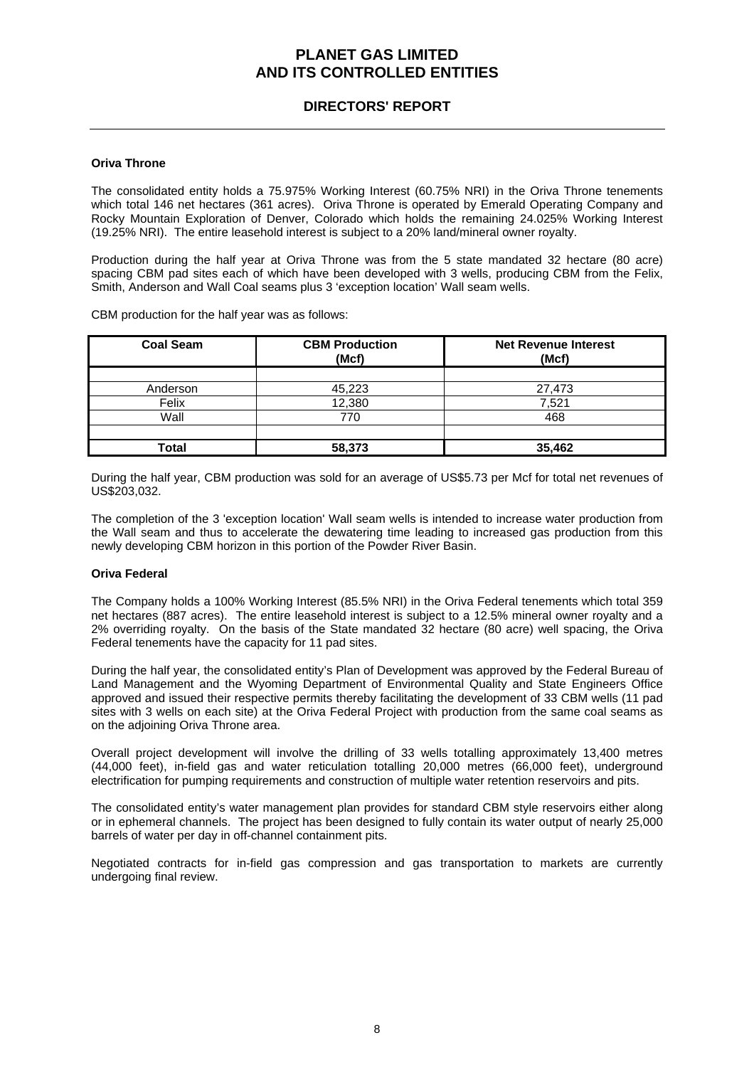**Oriva Throne**

The consolidated entity holds a 75.975% Working Interest (60.75% NRI) in the Oriva Throne tenements which total 146 net hectares (361 acres). Oriva Throne is operated by Emerald Operating Company and Rocky Mountain Exploration of Denver, Colorado which holds the remaining 24.025% Working Interest (19.25% NRI). The entire leasehold interest is subject to a 20% land/mineral owner royalty.

Production during the half year at Oriva Throne was from the 5 state mandated 32 hectare (80 acre) spacing CBM pad sites each of which have been developed with 3 wells, producing CBM from the Felix, Smith, Anderson and Wall Coal seams plus 3 'exception location' Wall seam wells.

CBM production for the half year was as follows:

| Coal Seam | CBM Production (Mcf) | Net Revenue Interest (Mcf) |
|---|---|---|
| | | |
| Anderson | 45,223 | 27,473 |
| Felix | 12,380 | 7,521 |
| Wall | 770 | 468 |
| | | |
| **Total** | **58,373** | **35,462** |

During the half year, CBM production was sold for an average of US$5.73 per Mcf for total net revenues of US$203,032.

The completion of the 3 'exception location' Wall seam wells is intended to increase water production from the Wall seam and thus to accelerate the dewatering time leading to increased gas production from this newly developing CBM horizon in this portion of the Powder River Basin.

**Oriva Federal**

The Company holds a 100% Working Interest (85.5% NRI) in the Oriva Federal tenements which total 359 net hectares (887 acres). The entire leasehold interest is subject to a 12.5% mineral owner royalty and a 2% overriding royalty. On the basis of the State mandated 32 hectare (80 acre) well spacing, the Oriva Federal tenements have the capacity for 11 pad sites.

During the half year, the consolidated entity's Plan of Development was approved by the Federal Bureau of Land Management and the Wyoming Department of Environmental Quality and State Engineers Office approved and issued their respective permits thereby facilitating the development of 33 CBM wells (11 pad sites with 3 wells on each site) at the Oriva Federal Project with production from the same coal seams as on the adjoining Oriva Throne area.

Overall project development will involve the drilling of 33 wells totalling approximately 13,400 metres (44,000 feet), in-field gas and water reticulation totalling 20,000 metres (66,000 feet), underground electrification for pumping requirements and construction of multiple water retention reservoirs and pits.

The consolidated entity's water management plan provides for standard CBM style reservoirs either along or in ephemeral channels. The project has been designed to fully contain its water output of nearly 25,000 barrels of water per day in off-channel containment pits.

Negotiated contracts for in-field gas compression and gas transportation to markets are currently undergoing final review.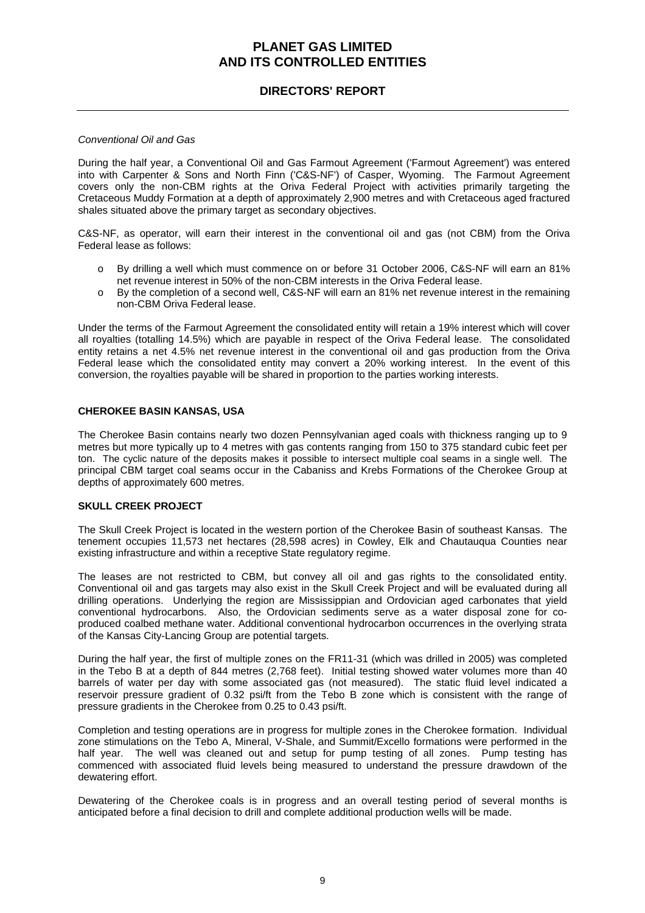*Conventional Oil and Gas*

During the half year, a Conventional Oil and Gas Farmout Agreement ('Farmout Agreement') was entered into with Carpenter & Sons and North Finn ('C&S-NF') of Casper, Wyoming. The Farmout Agreement covers only the non-CBM rights at the Oriva Federal Project with activities primarily targeting the Cretaceous Muddy Formation at a depth of approximately 2,900 metres and with Cretaceous aged fractured shales situated above the primary target as secondary objectives.

C&S-NF, as operator, will earn their interest in the conventional oil and gas (not CBM) from the Oriva Federal lease as follows:

- By drilling a well which must commence on or before 31 October 2006, C&S-NF will earn an 81% net revenue interest in 50% of the non-CBM interests in the Oriva Federal lease.
- By the completion of a second well, C&S-NF will earn an 81% net revenue interest in the remaining non-CBM Oriva Federal lease.

Under the terms of the Farmout Agreement the consolidated entity will retain a 19% interest which will cover all royalties (totalling 14.5%) which are payable in respect of the Oriva Federal lease. The consolidated entity retains a net 4.5% net revenue interest in the conventional oil and gas production from the Oriva Federal lease which the consolidated entity may convert a 20% working interest. In the event of this conversion, the royalties payable will be shared in proportion to the parties working interests.

**CHEROKEE BASIN KANSAS, USA**

The Cherokee Basin contains nearly two dozen Pennsylvanian aged coals with thickness ranging up to 9 metres but more typically up to 4 metres with gas contents ranging from 150 to 375 standard cubic feet per ton. The cyclic nature of the deposits makes it possible to intersect multiple coal seams in a single well. The principal CBM target coal seams occur in the Cabaniss and Krebs Formations of the Cherokee Group at depths of approximately 600 metres.

**SKULL CREEK PROJECT**

The Skull Creek Project is located in the western portion of the Cherokee Basin of southeast Kansas. The tenement occupies 11,573 net hectares (28,598 acres) in Cowley, Elk and Chautauqua Counties near existing infrastructure and within a receptive State regulatory regime.

The leases are not restricted to CBM, but convey all oil and gas rights to the consolidated entity. Conventional oil and gas targets may also exist in the Skull Creek Project and will be evaluated during all drilling operations. Underlying the region are Mississippian and Ordovician aged carbonates that yield conventional hydrocarbons. Also, the Ordovician sediments serve as a water disposal zone for co-produced coalbed methane water. Additional conventional hydrocarbon occurrences in the overlying strata of the Kansas City-Lancing Group are potential targets.

During the half year, the first of multiple zones on the FR11-31 (which was drilled in 2005) was completed in the Tebo B at a depth of 844 metres (2,768 feet). Initial testing showed water volumes more than 40 barrels of water per day with some associated gas (not measured). The static fluid level indicated a reservoir pressure gradient of 0.32 psi/ft from the Tebo B zone which is consistent with the range of pressure gradients in the Cherokee from 0.25 to 0.43 psi/ft.

Completion and testing operations are in progress for multiple zones in the Cherokee formation. Individual zone stimulations on the Tebo A, Mineral, V-Shale, and Summit/Excello formations were performed in the half year. The well was cleaned out and setup for pump testing of all zones. Pump testing has commenced with associated fluid levels being measured to understand the pressure drawdown of the dewatering effort.

Dewatering of the Cherokee coals is in progress and an overall testing period of several months is anticipated before a final decision to drill and complete additional production wells will be made.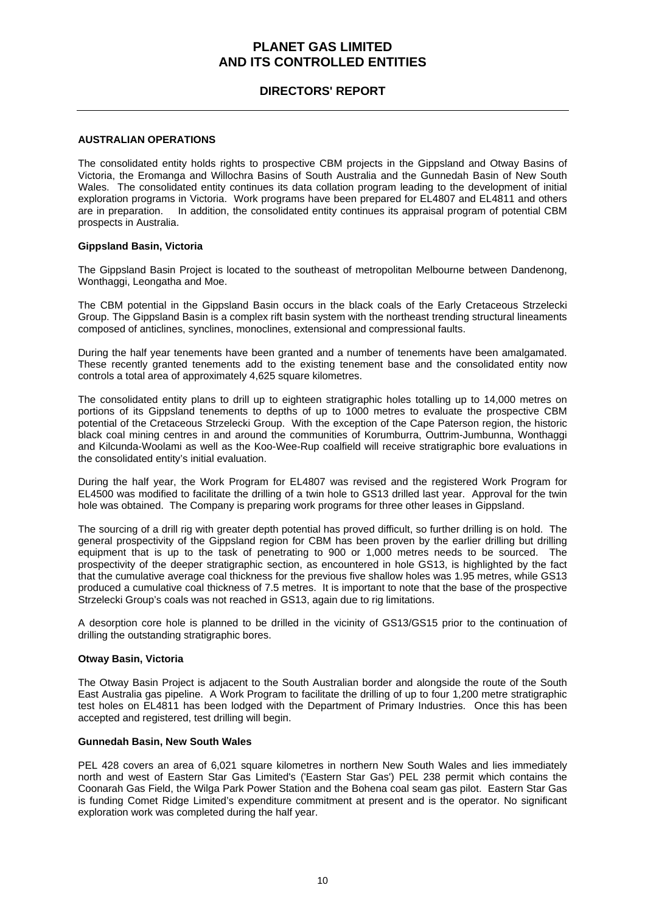# PLANET GAS LIMITED
# AND ITS CONTROLLED ENTITIES

## DIRECTORS' REPORT

### AUSTRALIAN OPERATIONS

The consolidated entity holds rights to prospective CBM projects in the Gippsland and Otway Basins of Victoria, the Eromanga and Willochra Basins of South Australia and the Gunnedah Basin of New South Wales. The consolidated entity continues its data collation program leading to the development of initial exploration programs in Victoria. Work programs have been prepared for EL4807 and EL4811 and others are in preparation. In addition, the consolidated entity continues its appraisal program of potential CBM prospects in Australia.

#### Gippsland Basin, Victoria

The Gippsland Basin Project is located to the southeast of metropolitan Melbourne between Dandenong, Wonthaggi, Leongatha and Moe.

The CBM potential in the Gippsland Basin occurs in the black coals of the Early Cretaceous Strzelecki Group. The Gippsland Basin is a complex rift basin system with the northeast trending structural lineaments composed of anticlines, synclines, monoclines, extensional and compressional faults.

During the half year tenements have been granted and a number of tenements have been amalgamated. These recently granted tenements add to the existing tenement base and the consolidated entity now controls a total area of approximately 4,625 square kilometres.

The consolidated entity plans to drill up to eighteen stratigraphic holes totalling up to 14,000 metres on portions of its Gippsland tenements to depths of up to 1000 metres to evaluate the prospective CBM potential of the Cretaceous Strzelecki Group. With the exception of the Cape Paterson region, the historic black coal mining centres in and around the communities of Korumburra, Outtrim-Jumbunna, Wonthaggi and Kilcunda-Woolami as well as the Koo-Wee-Rup coalfield will receive stratigraphic bore evaluations in the consolidated entity's initial evaluation.

During the half year, the Work Program for EL4807 was revised and the registered Work Program for EL4500 was modified to facilitate the drilling of a twin hole to GS13 drilled last year. Approval for the twin hole was obtained. The Company is preparing work programs for three other leases in Gippsland.

The sourcing of a drill rig with greater depth potential has proved difficult, so further drilling is on hold. The general prospectivity of the Gippsland region for CBM has been proven by the earlier drilling but drilling equipment that is up to the task of penetrating to 900 or 1,000 metres needs to be sourced. The prospectivity of the deeper stratigraphic section, as encountered in hole GS13, is highlighted by the fact that the cumulative average coal thickness for the previous five shallow holes was 1.95 metres, while GS13 produced a cumulative coal thickness of 7.5 metres. It is important to note that the base of the prospective Strzelecki Group's coals was not reached in GS13, again due to rig limitations.

A desorption core hole is planned to be drilled in the vicinity of GS13/GS15 prior to the continuation of drilling the outstanding stratigraphic bores.

#### Otway Basin, Victoria

The Otway Basin Project is adjacent to the South Australian border and alongside the route of the South East Australia gas pipeline. A Work Program to facilitate the drilling of up to four 1,200 metre stratigraphic test holes on EL4811 has been lodged with the Department of Primary Industries. Once this has been accepted and registered, test drilling will begin.

#### Gunnedah Basin, New South Wales

PEL 428 covers an area of 6,021 square kilometres in northern New South Wales and lies immediately north and west of Eastern Star Gas Limited's ('Eastern Star Gas') PEL 238 permit which contains the Coonarah Gas Field, the Wilga Park Power Station and the Bohena coal seam gas pilot. Eastern Star Gas is funding Comet Ridge Limited's expenditure commitment at present and is the operator. No significant exploration work was completed during the half year.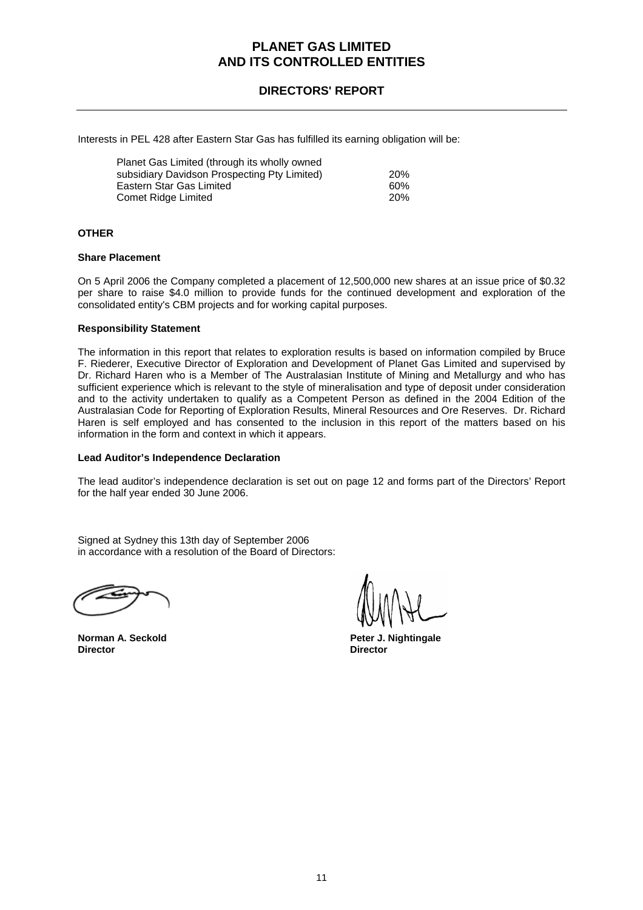Interests in PEL 428 after Eastern Star Gas has fulfilled its earning obligation will be:

| | |
|---|---|
| Planet Gas Limited (through its wholly owned subsidiary Davidson Prospecting Pty Limited) | 20% |
| Eastern Star Gas Limited | 60% |
| Comet Ridge Limited | 20% |

**OTHER**

**Share Placement**

On 5 April 2006 the Company completed a placement of 12,500,000 new shares at an issue price of $0.32 per share to raise $4.0 million to provide funds for the continued development and exploration of the consolidated entity's CBM projects and for working capital purposes.

**Responsibility Statement**

The information in this report that relates to exploration results is based on information compiled by Bruce F. Riederer, Executive Director of Exploration and Development of Planet Gas Limited and supervised by Dr. Richard Haren who is a Member of The Australasian Institute of Mining and Metallurgy and who has sufficient experience which is relevant to the style of mineralisation and type of deposit under consideration and to the activity undertaken to qualify as a Competent Person as defined in the 2004 Edition of the Australasian Code for Reporting of Exploration Results, Mineral Resources and Ore Reserves. Dr. Richard Haren is self employed and has consented to the inclusion in this report of the matters based on his information in the form and context in which it appears.

**Lead Auditor's Independence Declaration**

The lead auditor's independence declaration is set out on page 12 and forms part of the Directors' Report for the half year ended 30 June 2006.

Signed at Sydney this 13th day of September 2006
in accordance with a resolution of the Board of Directors:

| | |
|---|---|
| **Norman A. Seckold** | **Peter J. Nightingale** |
| **Director** | **Director** |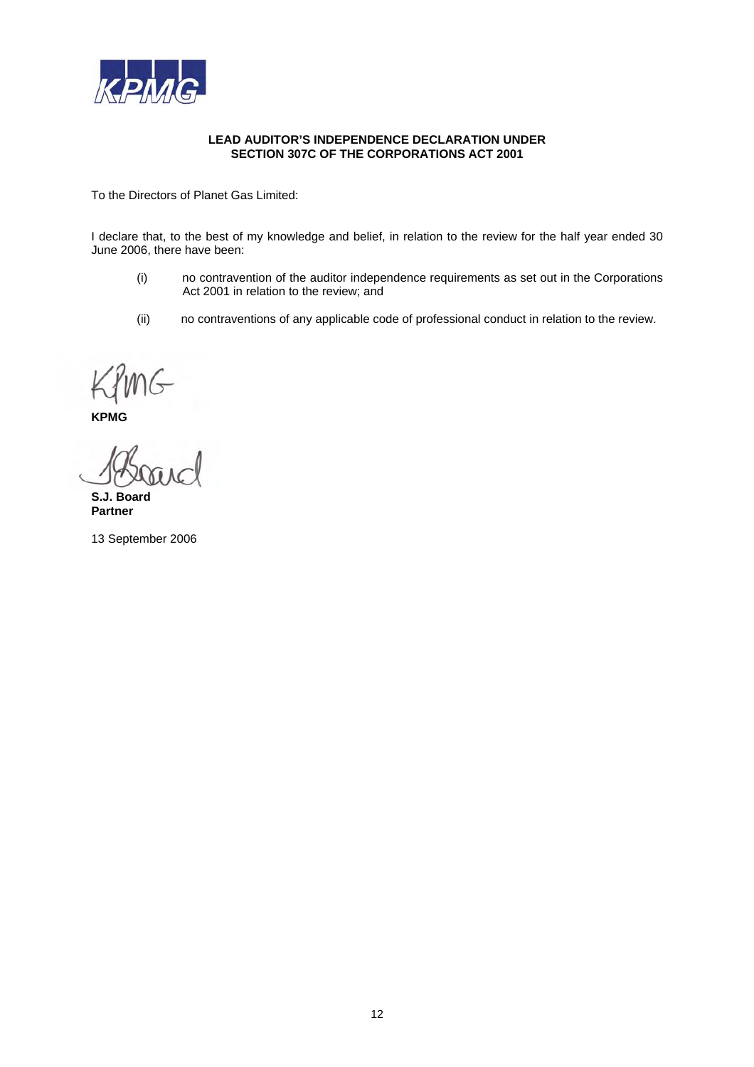**LEAD AUDITOR'S INDEPENDENCE DECLARATION UNDER SECTION 307C OF THE CORPORATIONS ACT 2001**

To the Directors of Planet Gas Limited:

I declare that, to the best of my knowledge and belief, in relation to the review for the half year ended 30 June 2006, there have been:

(i) no contravention of the auditor independence requirements as set out in the Corporations Act 2001 in relation to the review; and

(ii) no contraventions of any applicable code of professional conduct in relation to the review.

**KPMG**

**S.J. Board**
**Partner**

13 September 2006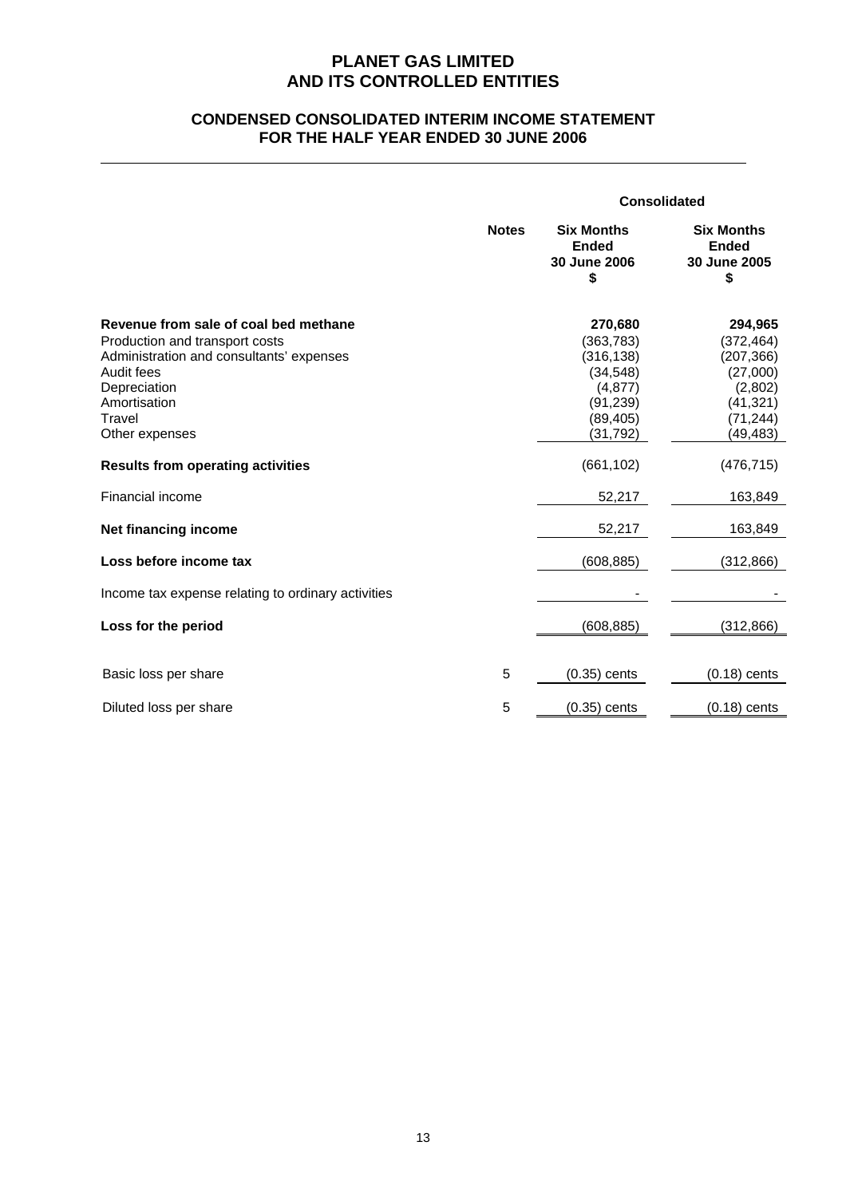# PLANET GAS LIMITED
# AND ITS CONTROLLED ENTITIES

## CONDENSED CONSOLIDATED INTERIM INCOME STATEMENT
## FOR THE HALF YEAR ENDED 30 JUNE 2006

| | Notes | Consolidated | |
|---|---|---|---|
| | | **Six Months Ended 30 June 2006 $** | **Six Months Ended 30 June 2005 $** |
| **Revenue from sale of coal bed methane** | | **270,680** | **294,965** |
| Production and transport costs | | (363,783) | (372,464) |
| Administration and consultants' expenses | | (316,138) | (207,366) |
| Audit fees | | (34,548) | (27,000) |
| Depreciation | | (4,877) | (2,802) |
| Amortisation | | (91,239) | (41,321) |
| Travel | | (89,405) | (71,244) |
| Other expenses | | (31,792) | (49,483) |
| **Results from operating activities** | | (661,102) | (476,715) |
| Financial income | | 52,217 | 163,849 |
| **Net financing income** | | 52,217 | 163,849 |
| **Loss before income tax** | | (608,885) | (312,866) |
| Income tax expense relating to ordinary activities | | - | - |
| **Loss for the period** | | (608,885) | (312,866) |
| Basic loss per share | 5 | (0.35) cents | (0.18) cents |
| Diluted loss per share | 5 | (0.35) cents | (0.18) cents |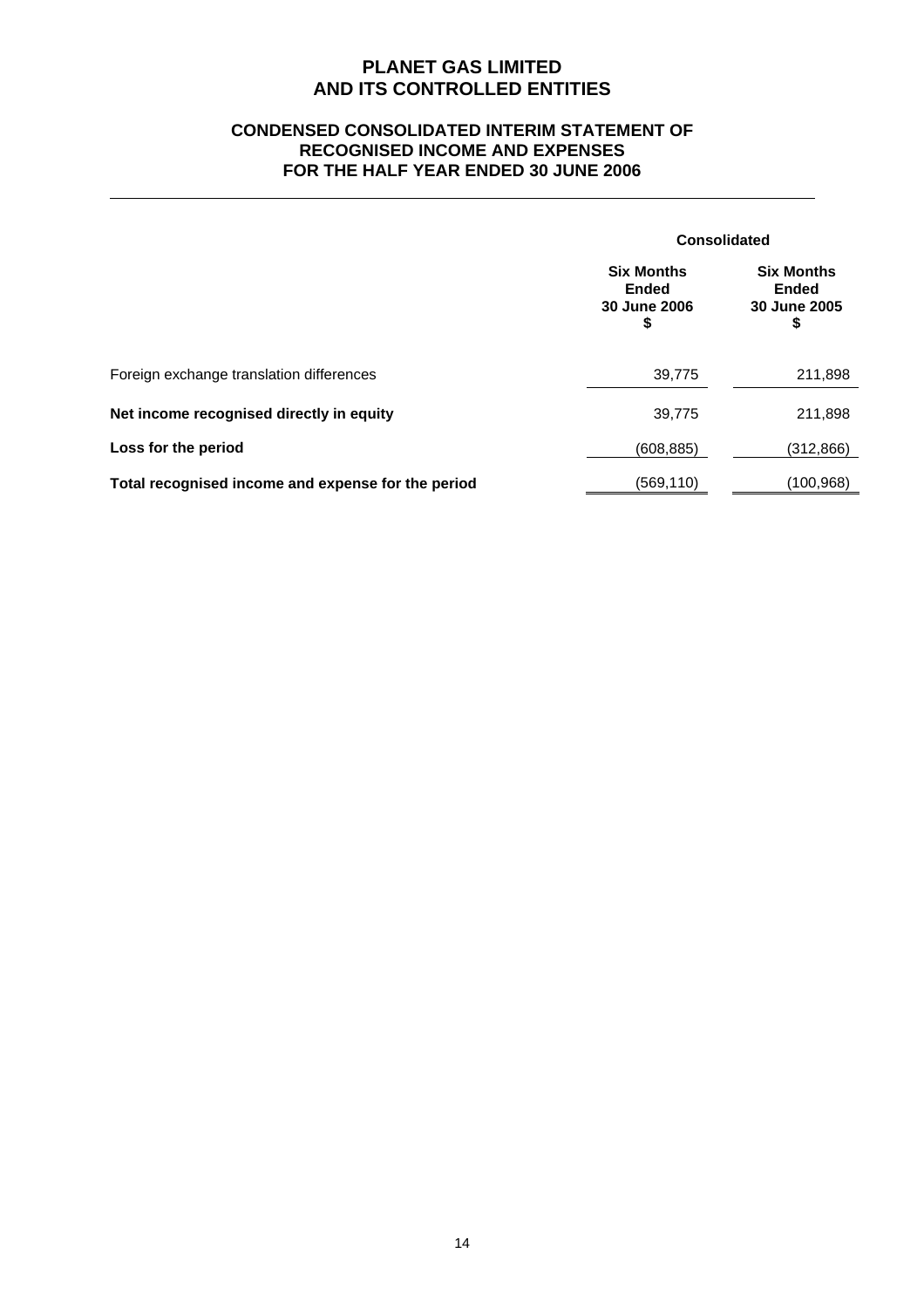# PLANET GAS LIMITED
# AND ITS CONTROLLED ENTITIES

## CONDENSED CONSOLIDATED INTERIM STATEMENT OF RECOGNISED INCOME AND EXPENSES FOR THE HALF YEAR ENDED 30 JUNE 2006

| | Consolidated | |
|---|---|---|
| | **Six Months Ended 30 June 2006 $** | **Six Months Ended 30 June 2005 $** |
| Foreign exchange translation differences | 39,775 | 211,898 |
| **Net income recognised directly in equity** | 39,775 | 211,898 |
| **Loss for the period** | (608,885) | (312,866) |
| **Total recognised income and expense for the period** | (569,110) | (100,968) |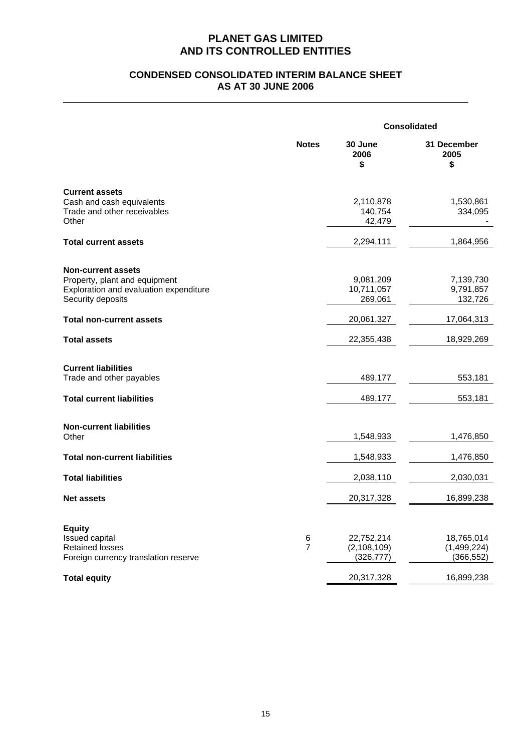# PLANET GAS LIMITED AND ITS CONTROLLED ENTITIES

## CONDENSED CONSOLIDATED INTERIM BALANCE SHEET AS AT 30 JUNE 2006

| | Notes | Consolidated | |
|---|---|---|---|
| | | **30 June 2006 $** | **31 December 2005 $** |
| **Current assets** | | | |
| Cash and cash equivalents | | 2,110,878 | 1,530,861 |
| Trade and other receivables | | 140,754 | 334,095 |
| Other | | 42,479 | - |
| **Total current assets** | | 2,294,111 | 1,864,956 |
| **Non-current assets** | | | |
| Property, plant and equipment | | 9,081,209 | 7,139,730 |
| Exploration and evaluation expenditure | | 10,711,057 | 9,791,857 |
| Security deposits | | 269,061 | 132,726 |
| **Total non-current assets** | | 20,061,327 | 17,064,313 |
| **Total assets** | | 22,355,438 | 18,929,269 |
| **Current liabilities** | | | |
| Trade and other payables | | 489,177 | 553,181 |
| **Total current liabilities** | | 489,177 | 553,181 |
| **Non-current liabilities** | | | |
| Other | | 1,548,933 | 1,476,850 |
| **Total non-current liabilities** | | 1,548,933 | 1,476,850 |
| **Total liabilities** | | 2,038,110 | 2,030,031 |
| **Net assets** | | 20,317,328 | 16,899,238 |
| **Equity** | | | |
| Issued capital | 6 | 22,752,214 | 18,765,014 |
| Retained losses | 7 | (2,108,109) | (1,499,224) |
| Foreign currency translation reserve | | (326,777) | (366,552) |
| **Total equity** | | 20,317,328 | 16,899,238 |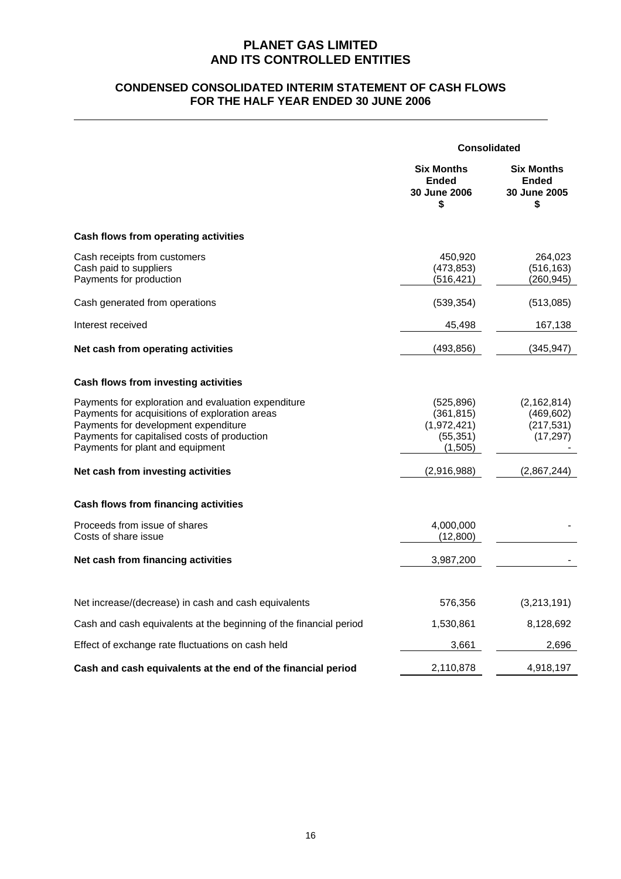# PLANET GAS LIMITED
# AND ITS CONTROLLED ENTITIES

## CONDENSED CONSOLIDATED INTERIM STATEMENT OF CASH FLOWS
## FOR THE HALF YEAR ENDED 30 JUNE 2006

| | Consolidated | |
|---|---|---|
| | **Six Months Ended 30 June 2006 $** | **Six Months Ended 30 June 2005 $** |
| **Cash flows from operating activities** | | |
| Cash receipts from customers | 450,920 | 264,023 |
| Cash paid to suppliers | (473,853) | (516,163) |
| Payments for production | (516,421) | (260,945) |
| Cash generated from operations | (539,354) | (513,085) |
| Interest received | 45,498 | 167,138 |
| **Net cash from operating activities** | (493,856) | (345,947) |
| **Cash flows from investing activities** | | |
| Payments for exploration and evaluation expenditure | (525,896) | (2,162,814) |
| Payments for acquisitions of exploration areas | (361,815) | (469,602) |
| Payments for development expenditure | (1,972,421) | (217,531) |
| Payments for capitalised costs of production | (55,351) | (17,297) |
| Payments for plant and equipment | (1,505) | - |
| **Net cash from investing activities** | (2,916,988) | (2,867,244) |
| **Cash flows from financing activities** | | |
| Proceeds from issue of shares | 4,000,000 | - |
| Costs of share issue | (12,800) | |
| **Net cash from financing activities** | 3,987,200 | - |
| Net increase/(decrease) in cash and cash equivalents | 576,356 | (3,213,191) |
| Cash and cash equivalents at the beginning of the financial period | 1,530,861 | 8,128,692 |
| Effect of exchange rate fluctuations on cash held | 3,661 | 2,696 |
| **Cash and cash equivalents at the end of the financial period** | 2,110,878 | 4,918,197 |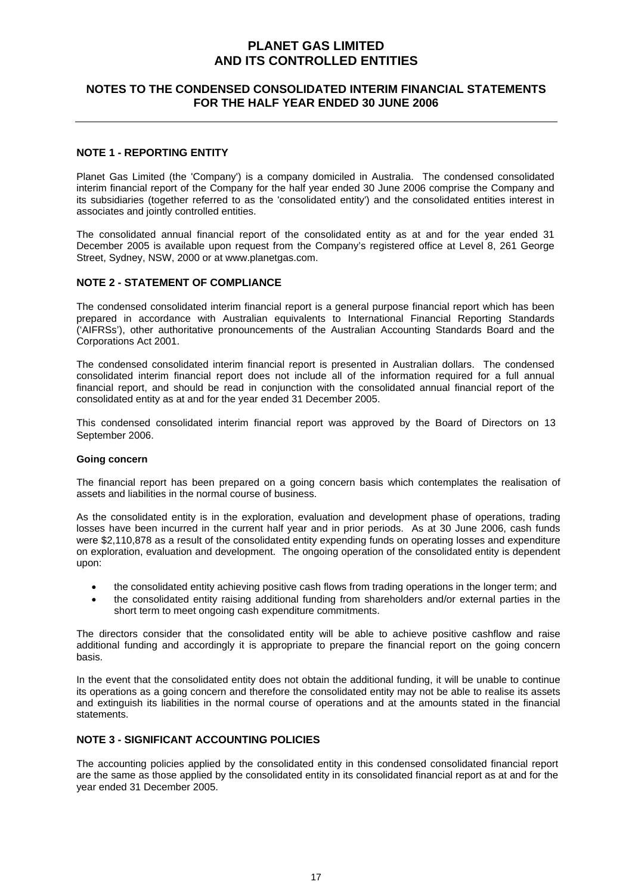# PLANET GAS LIMITED
# AND ITS CONTROLLED ENTITIES

## NOTES TO THE CONDENSED CONSOLIDATED INTERIM FINANCIAL STATEMENTS FOR THE HALF YEAR ENDED 30 JUNE 2006

### NOTE 1 - REPORTING ENTITY

Planet Gas Limited (the 'Company') is a company domiciled in Australia. The condensed consolidated interim financial report of the Company for the half year ended 30 June 2006 comprise the Company and its subsidiaries (together referred to as the 'consolidated entity') and the consolidated entities interest in associates and jointly controlled entities.

The consolidated annual financial report of the consolidated entity as at and for the year ended 31 December 2005 is available upon request from the Company's registered office at Level 8, 261 George Street, Sydney, NSW, 2000 or at www.planetgas.com.

### NOTE 2 - STATEMENT OF COMPLIANCE

The condensed consolidated interim financial report is a general purpose financial report which has been prepared in accordance with Australian equivalents to International Financial Reporting Standards ('AIFRSs'), other authoritative pronouncements of the Australian Accounting Standards Board and the Corporations Act 2001.

The condensed consolidated interim financial report is presented in Australian dollars. The condensed consolidated interim financial report does not include all of the information required for a full annual financial report, and should be read in conjunction with the consolidated annual financial report of the consolidated entity as at and for the year ended 31 December 2005.

This condensed consolidated interim financial report was approved by the Board of Directors on 13 September 2006.

**Going concern**

The financial report has been prepared on a going concern basis which contemplates the realisation of assets and liabilities in the normal course of business.

As the consolidated entity is in the exploration, evaluation and development phase of operations, trading losses have been incurred in the current half year and in prior periods. As at 30 June 2006, cash funds were $2,110,878 as a result of the consolidated entity expending funds on operating losses and expenditure on exploration, evaluation and development. The ongoing operation of the consolidated entity is dependent upon:

- the consolidated entity achieving positive cash flows from trading operations in the longer term; and
- the consolidated entity raising additional funding from shareholders and/or external parties in the short term to meet ongoing cash expenditure commitments.

The directors consider that the consolidated entity will be able to achieve positive cashflow and raise additional funding and accordingly it is appropriate to prepare the financial report on the going concern basis.

In the event that the consolidated entity does not obtain the additional funding, it will be unable to continue its operations as a going concern and therefore the consolidated entity may not be able to realise its assets and extinguish its liabilities in the normal course of operations and at the amounts stated in the financial statements.

### NOTE 3 - SIGNIFICANT ACCOUNTING POLICIES

The accounting policies applied by the consolidated entity in this condensed consolidated financial report are the same as those applied by the consolidated entity in its consolidated financial report as at and for the year ended 31 December 2005.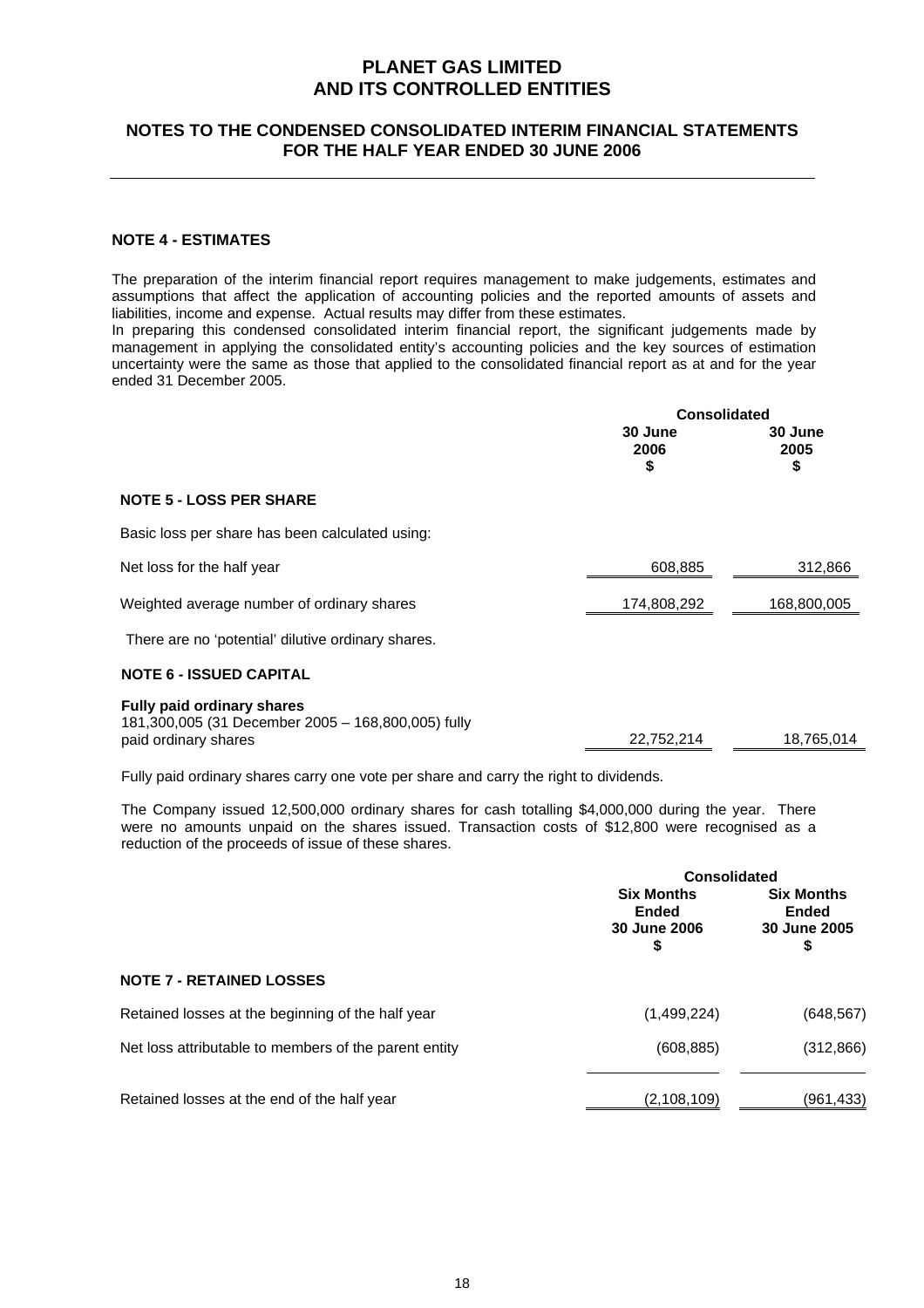# PLANET GAS LIMITED
# AND ITS CONTROLLED ENTITIES

## NOTES TO THE CONDENSED CONSOLIDATED INTERIM FINANCIAL STATEMENTS FOR THE HALF YEAR ENDED 30 JUNE 2006

### NOTE 4 - ESTIMATES

The preparation of the interim financial report requires management to make judgements, estimates and assumptions that affect the application of accounting policies and the reported amounts of assets and liabilities, income and expense. Actual results may differ from these estimates.
In preparing this condensed consolidated interim financial report, the significant judgements made by management in applying the consolidated entity's accounting policies and the key sources of estimation uncertainty were the same as those that applied to the consolidated financial report as at and for the year ended 31 December 2005.

| | Consolidated | |
|---|---|---|
| | 30 June 2006 $ | 30 June 2005 $ |
| **NOTE 5 - LOSS PER SHARE** | | |
| Basic loss per share has been calculated using: | | |
| Net loss for the half year | 608,885 | 312,866 |
| Weighted average number of ordinary shares | 174,808,292 | 168,800,005 |
| There are no 'potential' dilutive ordinary shares. | | |
| **NOTE 6 - ISSUED CAPITAL** | | |
| **Fully paid ordinary shares** 181,300,005 (31 December 2005 – 168,800,005) fully paid ordinary shares | 22,752,214 | 18,765,014 |

Fully paid ordinary shares carry one vote per share and carry the right to dividends.

The Company issued 12,500,000 ordinary shares for cash totalling $4,000,000 during the year. There were no amounts unpaid on the shares issued. Transaction costs of $12,800 were recognised as a reduction of the proceeds of issue of these shares.

| | Consolidated | |
|---|---|---|
| | Six Months Ended 30 June 2006 $ | Six Months Ended 30 June 2005 $ |
| **NOTE 7 - RETAINED LOSSES** | | |
| Retained losses at the beginning of the half year | (1,499,224) | (648,567) |
| Net loss attributable to members of the parent entity | (608,885) | (312,866) |
| Retained losses at the end of the half year | (2,108,109) | (961,433) |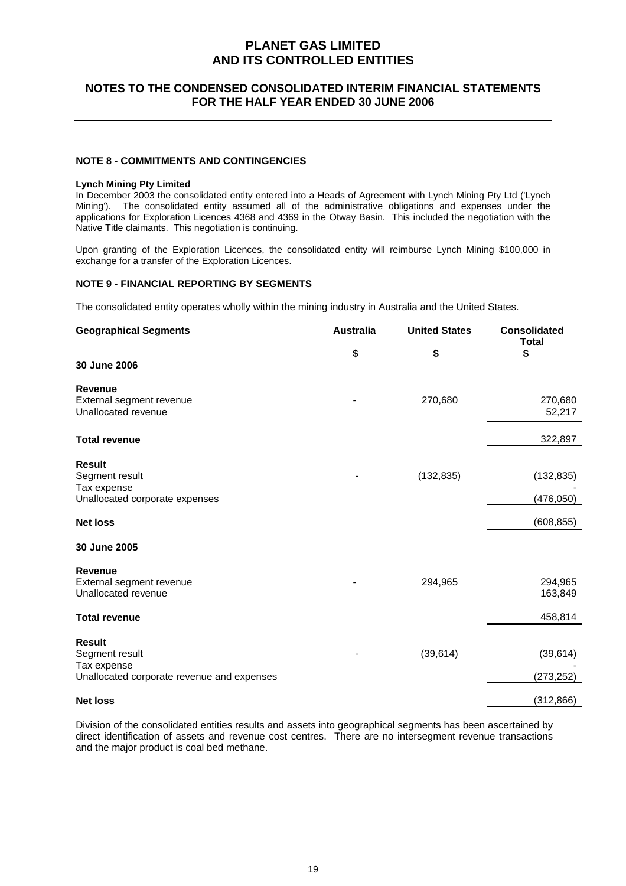# PLANET GAS LIMITED
# AND ITS CONTROLLED ENTITIES

## NOTES TO THE CONDENSED CONSOLIDATED INTERIM FINANCIAL STATEMENTS FOR THE HALF YEAR ENDED 30 JUNE 2006

### NOTE 8 - COMMITMENTS AND CONTINGENCIES

**Lynch Mining Pty Limited**

In December 2003 the consolidated entity entered into a Heads of Agreement with Lynch Mining Pty Ltd ('Lynch Mining'). The consolidated entity assumed all of the administrative obligations and expenses under the applications for Exploration Licences 4368 and 4369 in the Otway Basin. This included the negotiation with the Native Title claimants. This negotiation is continuing.

Upon granting of the Exploration Licences, the consolidated entity will reimburse Lynch Mining $100,000 in exchange for a transfer of the Exploration Licences.

### NOTE 9 - FINANCIAL REPORTING BY SEGMENTS

The consolidated entity operates wholly within the mining industry in Australia and the United States.

| Geographical Segments | Australia | United States | Consolidated Total |
|---|---|---|---|
| | $ | $ | $ |
| **30 June 2006** | | | |
| **Revenue** | | | |
| External segment revenue | - | 270,680 | 270,680 |
| Unallocated revenue | | | 52,217 |
| **Total revenue** | | | 322,897 |
| **Result** | | | |
| Segment result | - | (132,835) | (132,835) |
| Tax expense | | | - |
| Unallocated corporate expenses | | | (476,050) |
| **Net loss** | | | (608,855) |
| **30 June 2005** | | | |
| **Revenue** | | | |
| External segment revenue | - | 294,965 | 294,965 |
| Unallocated revenue | | | 163,849 |
| **Total revenue** | | | 458,814 |
| **Result** | | | |
| Segment result | - | (39,614) | (39,614) |
| Tax expense | | | - |
| Unallocated corporate revenue and expenses | | | (273,252) |
| **Net loss** | | | (312,866) |

Division of the consolidated entities results and assets into geographical segments has been ascertained by direct identification of assets and revenue cost centres. There are no intersegment revenue transactions and the major product is coal bed methane.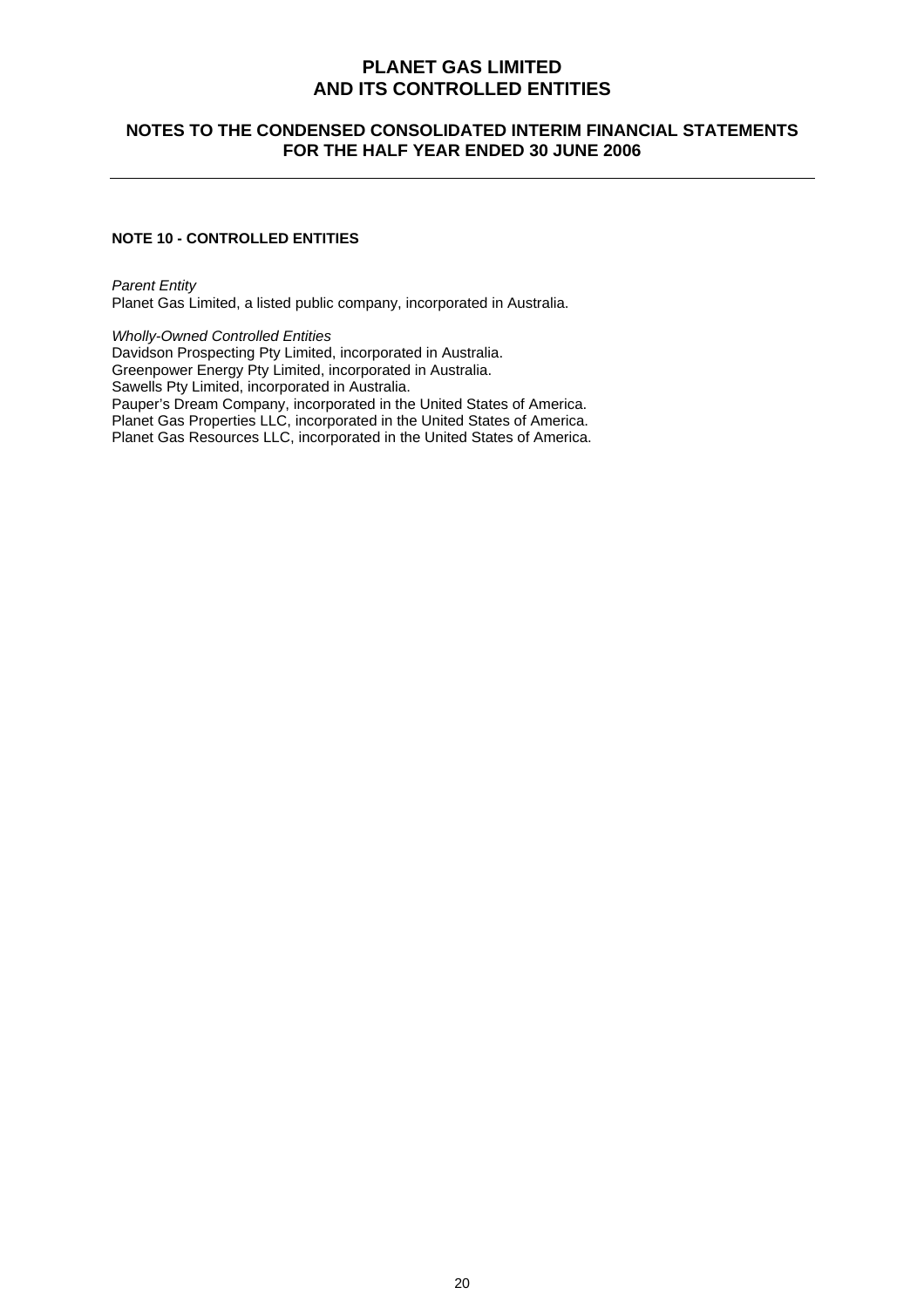# PLANET GAS LIMITED
# AND ITS CONTROLLED ENTITIES

## NOTES TO THE CONDENSED CONSOLIDATED INTERIM FINANCIAL STATEMENTS FOR THE HALF YEAR ENDED 30 JUNE 2006

### NOTE 10 - CONTROLLED ENTITIES

*Parent Entity*
Planet Gas Limited, a listed public company, incorporated in Australia.

*Wholly-Owned Controlled Entities*
Davidson Prospecting Pty Limited, incorporated in Australia.
Greenpower Energy Pty Limited, incorporated in Australia.
Sawells Pty Limited, incorporated in Australia.
Pauper's Dream Company, incorporated in the United States of America.
Planet Gas Properties LLC, incorporated in the United States of America.
Planet Gas Resources LLC, incorporated in the United States of America.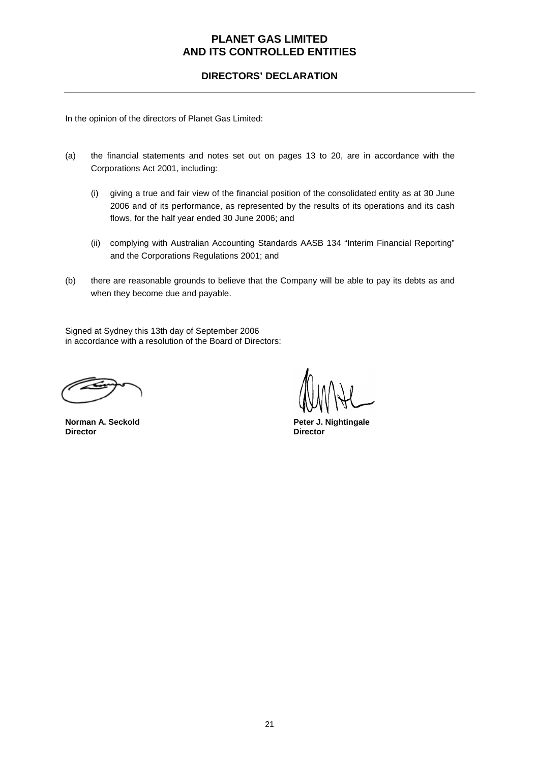# PLANET GAS LIMITED
# AND ITS CONTROLLED ENTITIES

## DIRECTORS' DECLARATION

In the opinion of the directors of Planet Gas Limited:

(a) the financial statements and notes set out on pages 13 to 20, are in accordance with the Corporations Act 2001, including:

  (i) giving a true and fair view of the financial position of the consolidated entity as at 30 June 2006 and of its performance, as represented by the results of its operations and its cash flows, for the half year ended 30 June 2006; and

  (ii) complying with Australian Accounting Standards AASB 134 "Interim Financial Reporting" and the Corporations Regulations 2001; and

(b) there are reasonable grounds to believe that the Company will be able to pay its debts as and when they become due and payable.

Signed at Sydney this 13th day of September 2006
in accordance with a resolution of the Board of Directors:

**Norman A. Seckold**
**Director**

**Peter J. Nightingale**
**Director**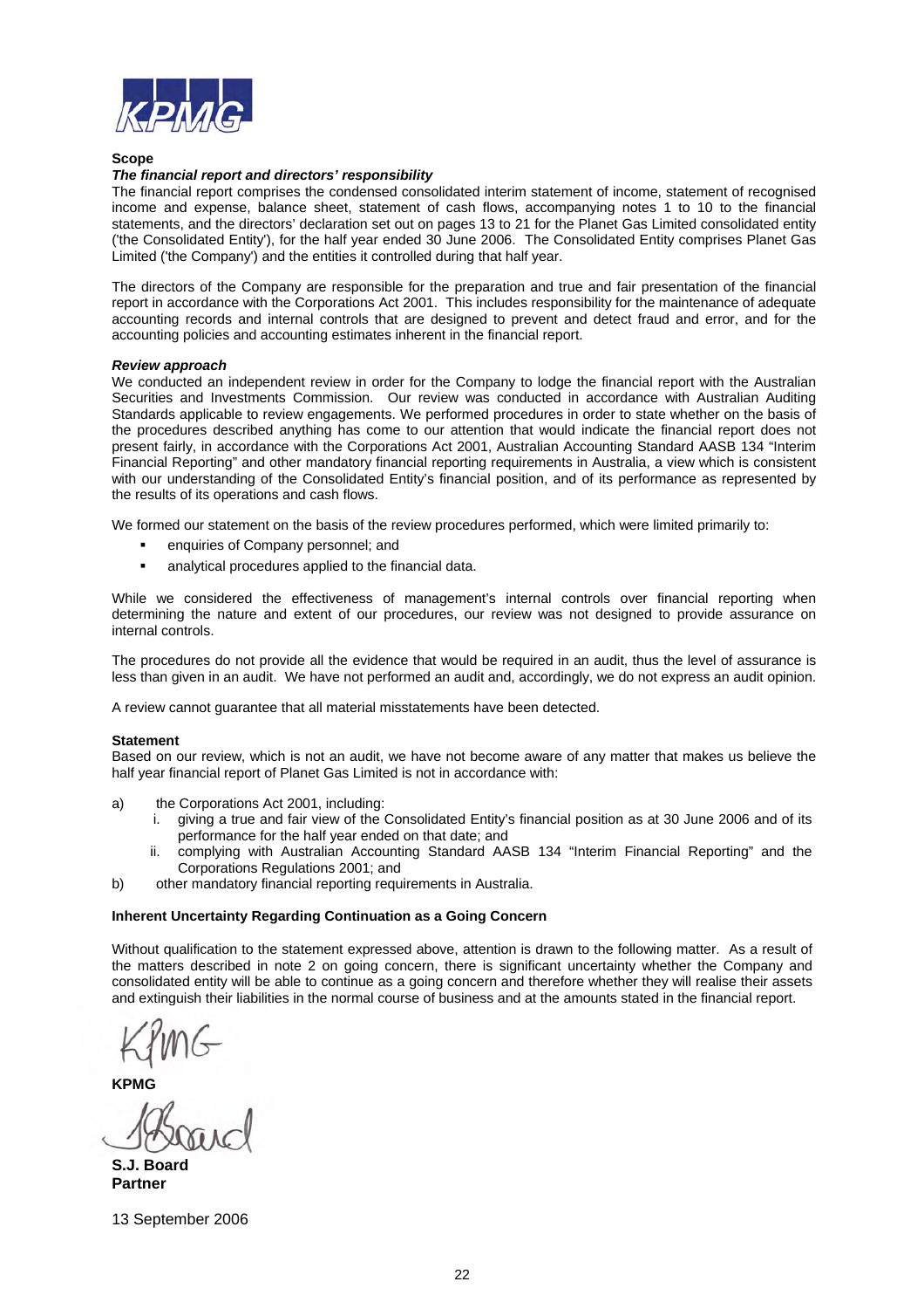KPMG

**Scope**

***The financial report and directors' responsibility***

The financial report comprises the condensed consolidated interim statement of income, statement of recognised income and expense, balance sheet, statement of cash flows, accompanying notes 1 to 10 to the financial statements, and the directors' declaration set out on pages 13 to 21 for the Planet Gas Limited consolidated entity ('the Consolidated Entity'), for the half year ended 30 June 2006. The Consolidated Entity comprises Planet Gas Limited ('the Company') and the entities it controlled during that half year.

The directors of the Company are responsible for the preparation and true and fair presentation of the financial report in accordance with the Corporations Act 2001. This includes responsibility for the maintenance of adequate accounting records and internal controls that are designed to prevent and detect fraud and error, and for the accounting policies and accounting estimates inherent in the financial report.

***Review approach***

We conducted an independent review in order for the Company to lodge the financial report with the Australian Securities and Investments Commission. Our review was conducted in accordance with Australian Auditing Standards applicable to review engagements. We performed procedures in order to state whether on the basis of the procedures described anything has come to our attention that would indicate the financial report does not present fairly, in accordance with the Corporations Act 2001, Australian Accounting Standard AASB 134 "Interim Financial Reporting" and other mandatory financial reporting requirements in Australia, a view which is consistent with our understanding of the Consolidated Entity's financial position, and of its performance as represented by the results of its operations and cash flows.

We formed our statement on the basis of the review procedures performed, which were limited primarily to:

- enquiries of Company personnel; and
- analytical procedures applied to the financial data.

While we considered the effectiveness of management's internal controls over financial reporting when determining the nature and extent of our procedures, our review was not designed to provide assurance on internal controls.

The procedures do not provide all the evidence that would be required in an audit, thus the level of assurance is less than given in an audit. We have not performed an audit and, accordingly, we do not express an audit opinion.

A review cannot guarantee that all material misstatements have been detected.

**Statement**

Based on our review, which is not an audit, we have not become aware of any matter that makes us believe the half year financial report of Planet Gas Limited is not in accordance with:

a) the Corporations Act 2001, including:
   i. giving a true and fair view of the Consolidated Entity's financial position as at 30 June 2006 and of its performance for the half year ended on that date; and
   ii. complying with Australian Accounting Standard AASB 134 "Interim Financial Reporting" and the Corporations Regulations 2001; and

b) other mandatory financial reporting requirements in Australia.

**Inherent Uncertainty Regarding Continuation as a Going Concern**

Without qualification to the statement expressed above, attention is drawn to the following matter. As a result of the matters described in note 2 on going concern, there is significant uncertainty whether the Company and consolidated entity will be able to continue as a going concern and therefore whether they will realise their assets and extinguish their liabilities in the normal course of business and at the amounts stated in the financial report.

KPMG

**KPMG**

**S.J. Board**
**Partner**

13 September 2006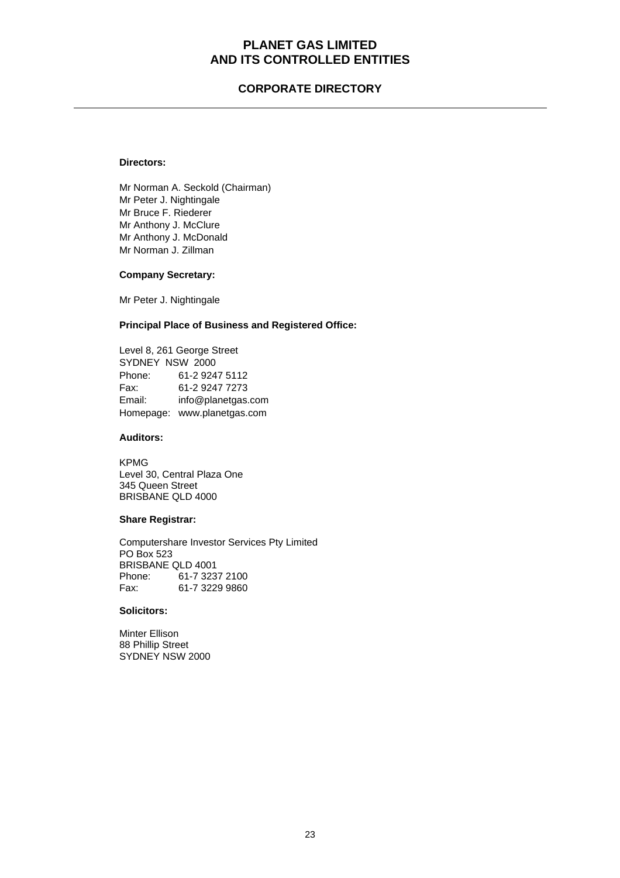# PLANET GAS LIMITED
# AND ITS CONTROLLED ENTITIES

## CORPORATE DIRECTORY

**Directors:**

Mr Norman A. Seckold (Chairman)
Mr Peter J. Nightingale
Mr Bruce F. Riederer
Mr Anthony J. McClure
Mr Anthony J. McDonald
Mr Norman J. Zillman

**Company Secretary:**

Mr Peter J. Nightingale

**Principal Place of Business and Registered Office:**

Level 8, 261 George Street
SYDNEY NSW 2000
Phone: 61-2 9247 5112
Fax: 61-2 9247 7273
Email: info@planetgas.com
Homepage: www.planetgas.com

**Auditors:**

KPMG
Level 30, Central Plaza One
345 Queen Street
BRISBANE QLD 4000

**Share Registrar:**

Computershare Investor Services Pty Limited
PO Box 523
BRISBANE QLD 4001
Phone: 61-7 3237 2100
Fax: 61-7 3229 9860

**Solicitors:**

Minter Ellison
88 Phillip Street
SYDNEY NSW 2000